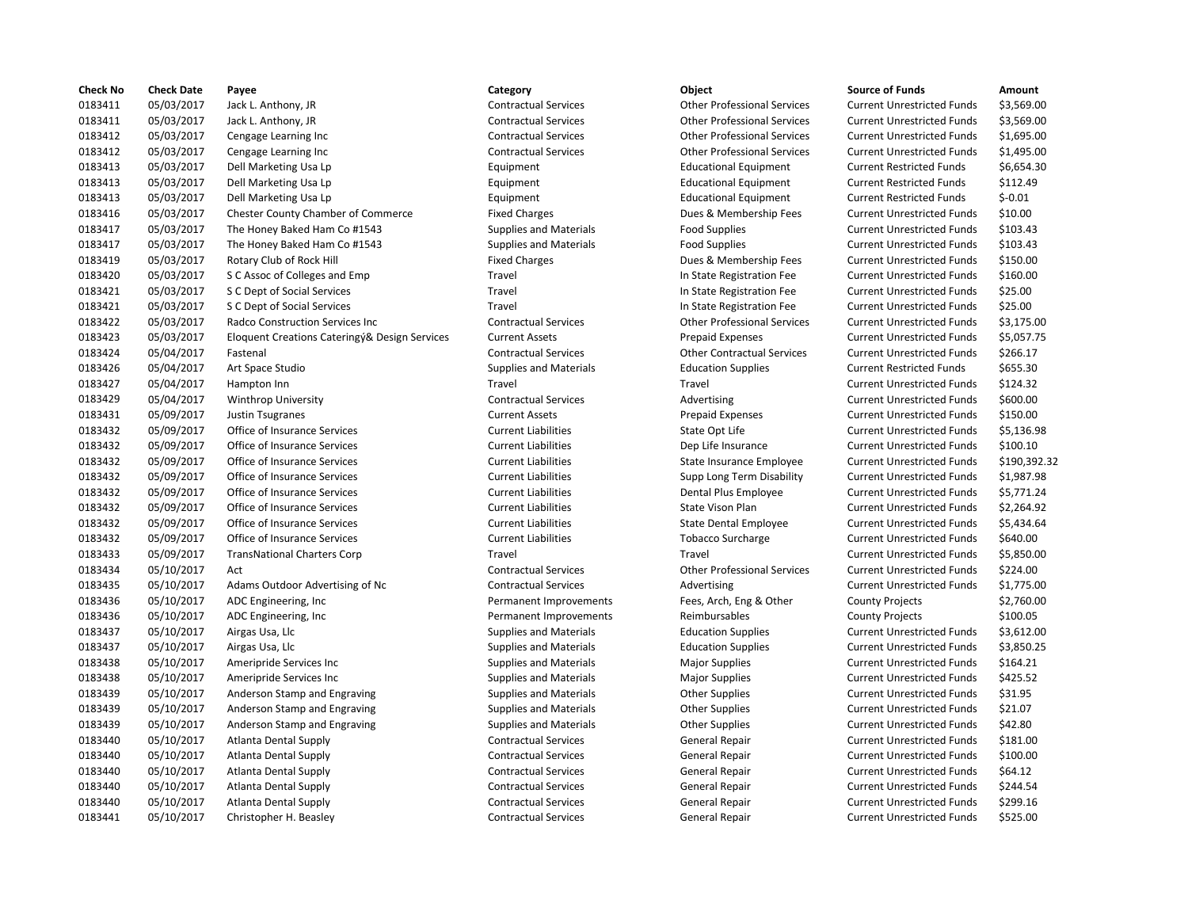| Check No | Check Date | Payee | Category | Object | Source of Funds | Amount |
|---|---|---|---|---|---|---|
| 0183411 | 05/03/2017 | Jack L. Anthony, JR | Contractual Services | Other Professional Services | Current Unrestricted Funds | $3,569.00 |
| 0183411 | 05/03/2017 | Jack L. Anthony, JR | Contractual Services | Other Professional Services | Current Unrestricted Funds | $3,569.00 |
| 0183412 | 05/03/2017 | Cengage Learning Inc | Contractual Services | Other Professional Services | Current Unrestricted Funds | $1,695.00 |
| 0183412 | 05/03/2017 | Cengage Learning Inc | Contractual Services | Other Professional Services | Current Unrestricted Funds | $1,495.00 |
| 0183413 | 05/03/2017 | Dell Marketing Usa Lp | Equipment | Educational Equipment | Current Restricted Funds | $6,654.30 |
| 0183413 | 05/03/2017 | Dell Marketing Usa Lp | Equipment | Educational Equipment | Current Restricted Funds | $112.49 |
| 0183413 | 05/03/2017 | Dell Marketing Usa Lp | Equipment | Educational Equipment | Current Restricted Funds | $-0.01 |
| 0183416 | 05/03/2017 | Chester County Chamber of Commerce | Fixed Charges | Dues & Membership Fees | Current Unrestricted Funds | $10.00 |
| 0183417 | 05/03/2017 | The Honey Baked Ham Co #1543 | Supplies and Materials | Food Supplies | Current Unrestricted Funds | $103.43 |
| 0183417 | 05/03/2017 | The Honey Baked Ham Co #1543 | Supplies and Materials | Food Supplies | Current Unrestricted Funds | $103.43 |
| 0183419 | 05/03/2017 | Rotary Club of Rock Hill | Fixed Charges | Dues & Membership Fees | Current Unrestricted Funds | $150.00 |
| 0183420 | 05/03/2017 | S C Assoc of Colleges and Emp | Travel | In State Registration Fee | Current Unrestricted Funds | $160.00 |
| 0183421 | 05/03/2017 | S C Dept of Social Services | Travel | In State Registration Fee | Current Unrestricted Funds | $25.00 |
| 0183421 | 05/03/2017 | S C Dept of Social Services | Travel | In State Registration Fee | Current Unrestricted Funds | $25.00 |
| 0183422 | 05/03/2017 | Radco Construction Services Inc | Contractual Services | Other Professional Services | Current Unrestricted Funds | $3,175.00 |
| 0183423 | 05/03/2017 | Eloquent Creations Cateringý& Design Services | Current Assets | Prepaid Expenses | Current Unrestricted Funds | $5,057.75 |
| 0183424 | 05/04/2017 | Fastenal | Contractual Services | Other Contractual Services | Current Unrestricted Funds | $266.17 |
| 0183426 | 05/04/2017 | Art Space Studio | Supplies and Materials | Education Supplies | Current Restricted Funds | $655.30 |
| 0183427 | 05/04/2017 | Hampton Inn | Travel | Travel | Current Unrestricted Funds | $124.32 |
| 0183429 | 05/04/2017 | Winthrop University | Contractual Services | Advertising | Current Unrestricted Funds | $600.00 |
| 0183431 | 05/09/2017 | Justin Tsugranes | Current Assets | Prepaid Expenses | Current Unrestricted Funds | $150.00 |
| 0183432 | 05/09/2017 | Office of Insurance Services | Current Liabilities | State Opt Life | Current Unrestricted Funds | $5,136.98 |
| 0183432 | 05/09/2017 | Office of Insurance Services | Current Liabilities | Dep Life Insurance | Current Unrestricted Funds | $100.10 |
| 0183432 | 05/09/2017 | Office of Insurance Services | Current Liabilities | State Insurance Employee | Current Unrestricted Funds | $190,392.32 |
| 0183432 | 05/09/2017 | Office of Insurance Services | Current Liabilities | Supp Long Term Disability | Current Unrestricted Funds | $1,987.98 |
| 0183432 | 05/09/2017 | Office of Insurance Services | Current Liabilities | Dental Plus Employee | Current Unrestricted Funds | $5,771.24 |
| 0183432 | 05/09/2017 | Office of Insurance Services | Current Liabilities | State Vison Plan | Current Unrestricted Funds | $2,264.92 |
| 0183432 | 05/09/2017 | Office of Insurance Services | Current Liabilities | State Dental Employee | Current Unrestricted Funds | $5,434.64 |
| 0183432 | 05/09/2017 | Office of Insurance Services | Current Liabilities | Tobacco Surcharge | Current Unrestricted Funds | $640.00 |
| 0183433 | 05/09/2017 | TransNational Charters Corp | Travel | Travel | Current Unrestricted Funds | $5,850.00 |
| 0183434 | 05/10/2017 | Act | Contractual Services | Other Professional Services | Current Unrestricted Funds | $224.00 |
| 0183435 | 05/10/2017 | Adams Outdoor Advertising of Nc | Contractual Services | Advertising | Current Unrestricted Funds | $1,775.00 |
| 0183436 | 05/10/2017 | ADC Engineering, Inc | Permanent Improvements | Fees, Arch, Eng & Other | County Projects | $2,760.00 |
| 0183436 | 05/10/2017 | ADC Engineering, Inc | Permanent Improvements | Reimbursables | County Projects | $100.05 |
| 0183437 | 05/10/2017 | Airgas Usa, Llc | Supplies and Materials | Education Supplies | Current Unrestricted Funds | $3,612.00 |
| 0183437 | 05/10/2017 | Airgas Usa, Llc | Supplies and Materials | Education Supplies | Current Unrestricted Funds | $3,850.25 |
| 0183438 | 05/10/2017 | Ameripride Services Inc | Supplies and Materials | Major Supplies | Current Unrestricted Funds | $164.21 |
| 0183438 | 05/10/2017 | Ameripride Services Inc | Supplies and Materials | Major Supplies | Current Unrestricted Funds | $425.52 |
| 0183439 | 05/10/2017 | Anderson Stamp and Engraving | Supplies and Materials | Other Supplies | Current Unrestricted Funds | $31.95 |
| 0183439 | 05/10/2017 | Anderson Stamp and Engraving | Supplies and Materials | Other Supplies | Current Unrestricted Funds | $21.07 |
| 0183439 | 05/10/2017 | Anderson Stamp and Engraving | Supplies and Materials | Other Supplies | Current Unrestricted Funds | $42.80 |
| 0183440 | 05/10/2017 | Atlanta Dental Supply | Contractual Services | General Repair | Current Unrestricted Funds | $181.00 |
| 0183440 | 05/10/2017 | Atlanta Dental Supply | Contractual Services | General Repair | Current Unrestricted Funds | $100.00 |
| 0183440 | 05/10/2017 | Atlanta Dental Supply | Contractual Services | General Repair | Current Unrestricted Funds | $64.12 |
| 0183440 | 05/10/2017 | Atlanta Dental Supply | Contractual Services | General Repair | Current Unrestricted Funds | $244.54 |
| 0183440 | 05/10/2017 | Atlanta Dental Supply | Contractual Services | General Repair | Current Unrestricted Funds | $299.16 |
| 0183441 | 05/10/2017 | Christopher H. Beasley | Contractual Services | General Repair | Current Unrestricted Funds | $525.00 |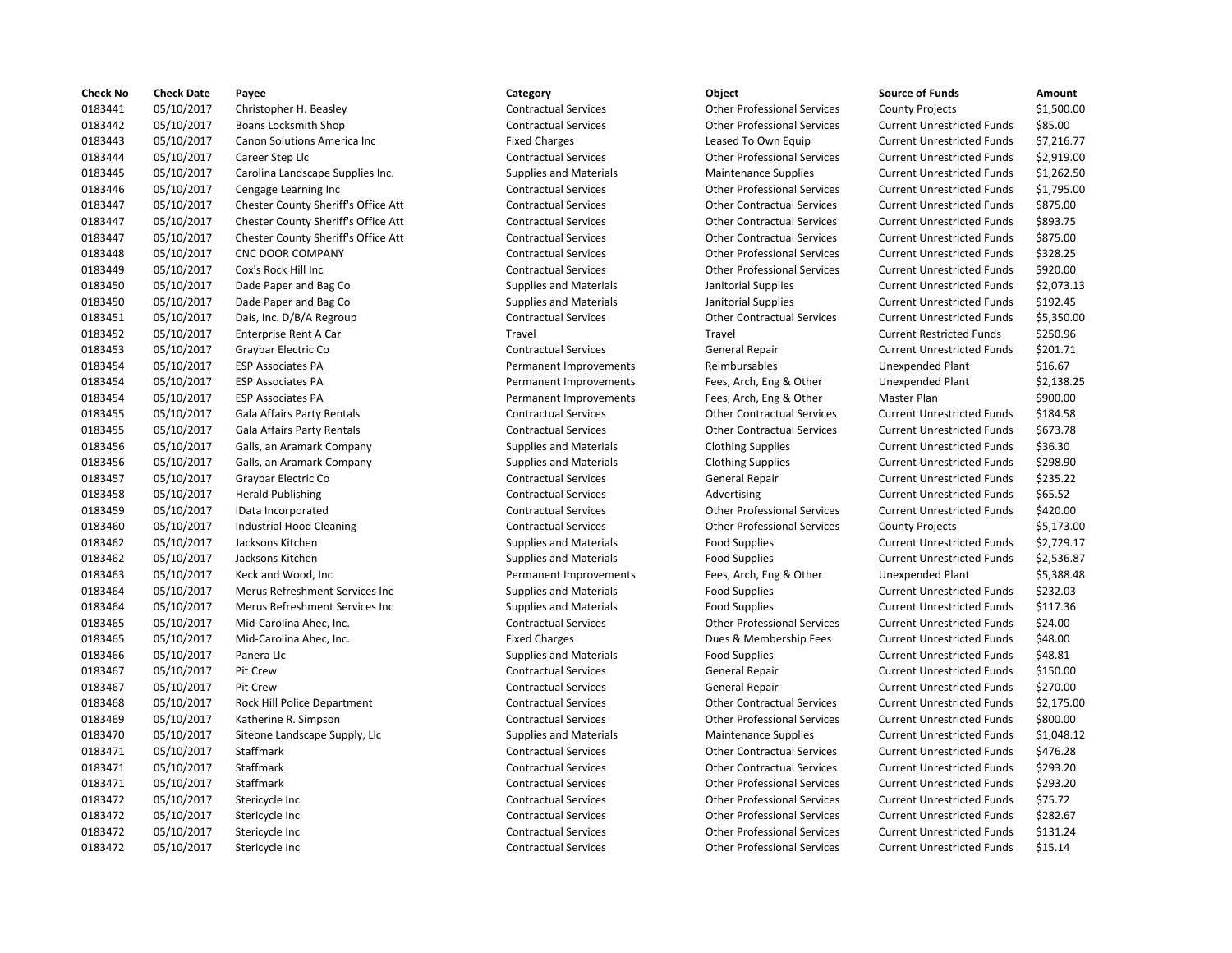| Check No | Check Date | Payee | Category | Object | Source of Funds | Amount |
| --- | --- | --- | --- | --- | --- | --- |
| 0183441 | 05/10/2017 | Christopher H. Beasley | Contractual Services | Other Professional Services | County Projects | $1,500.00 |
| 0183442 | 05/10/2017 | Boans Locksmith Shop | Contractual Services | Other Professional Services | Current Unrestricted Funds | $85.00 |
| 0183443 | 05/10/2017 | Canon Solutions America Inc | Fixed Charges | Leased To Own Equip | Current Unrestricted Funds | $7,216.77 |
| 0183444 | 05/10/2017 | Career Step Llc | Contractual Services | Other Professional Services | Current Unrestricted Funds | $2,919.00 |
| 0183445 | 05/10/2017 | Carolina Landscape Supplies Inc. | Supplies and Materials | Maintenance Supplies | Current Unrestricted Funds | $1,262.50 |
| 0183446 | 05/10/2017 | Cengage Learning Inc | Contractual Services | Other Professional Services | Current Unrestricted Funds | $1,795.00 |
| 0183447 | 05/10/2017 | Chester County Sheriff's Office Att | Contractual Services | Other Contractual Services | Current Unrestricted Funds | $875.00 |
| 0183447 | 05/10/2017 | Chester County Sheriff's Office Att | Contractual Services | Other Contractual Services | Current Unrestricted Funds | $893.75 |
| 0183447 | 05/10/2017 | Chester County Sheriff's Office Att | Contractual Services | Other Contractual Services | Current Unrestricted Funds | $875.00 |
| 0183448 | 05/10/2017 | CNC DOOR COMPANY | Contractual Services | Other Professional Services | Current Unrestricted Funds | $328.25 |
| 0183449 | 05/10/2017 | Cox's Rock Hill Inc | Contractual Services | Other Professional Services | Current Unrestricted Funds | $920.00 |
| 0183450 | 05/10/2017 | Dade Paper and Bag Co | Supplies and Materials | Janitorial Supplies | Current Unrestricted Funds | $2,073.13 |
| 0183450 | 05/10/2017 | Dade Paper and Bag Co | Supplies and Materials | Janitorial Supplies | Current Unrestricted Funds | $192.45 |
| 0183451 | 05/10/2017 | Dais, Inc. D/B/A Regroup | Contractual Services | Other Contractual Services | Current Unrestricted Funds | $5,350.00 |
| 0183452 | 05/10/2017 | Enterprise Rent A Car | Travel | Travel | Current Restricted Funds | $250.96 |
| 0183453 | 05/10/2017 | Graybar Electric Co | Contractual Services | General Repair | Current Unrestricted Funds | $201.71 |
| 0183454 | 05/10/2017 | ESP Associates PA | Permanent Improvements | Reimbursables | Unexpended Plant | $16.67 |
| 0183454 | 05/10/2017 | ESP Associates PA | Permanent Improvements | Fees, Arch, Eng & Other | Unexpended Plant | $2,138.25 |
| 0183454 | 05/10/2017 | ESP Associates PA | Permanent Improvements | Fees, Arch, Eng & Other | Master Plan | $900.00 |
| 0183455 | 05/10/2017 | Gala Affairs Party Rentals | Contractual Services | Other Contractual Services | Current Unrestricted Funds | $184.58 |
| 0183455 | 05/10/2017 | Gala Affairs Party Rentals | Contractual Services | Other Contractual Services | Current Unrestricted Funds | $673.78 |
| 0183456 | 05/10/2017 | Galls, an Aramark Company | Supplies and Materials | Clothing Supplies | Current Unrestricted Funds | $36.30 |
| 0183456 | 05/10/2017 | Galls, an Aramark Company | Supplies and Materials | Clothing Supplies | Current Unrestricted Funds | $298.90 |
| 0183457 | 05/10/2017 | Graybar Electric Co | Contractual Services | General Repair | Current Unrestricted Funds | $235.22 |
| 0183458 | 05/10/2017 | Herald Publishing | Contractual Services | Advertising | Current Unrestricted Funds | $65.52 |
| 0183459 | 05/10/2017 | IData Incorporated | Contractual Services | Other Professional Services | Current Unrestricted Funds | $420.00 |
| 0183460 | 05/10/2017 | Industrial Hood Cleaning | Contractual Services | Other Professional Services | County Projects | $5,173.00 |
| 0183462 | 05/10/2017 | Jacksons Kitchen | Supplies and Materials | Food Supplies | Current Unrestricted Funds | $2,729.17 |
| 0183462 | 05/10/2017 | Jacksons Kitchen | Supplies and Materials | Food Supplies | Current Unrestricted Funds | $2,536.87 |
| 0183463 | 05/10/2017 | Keck and Wood, Inc | Permanent Improvements | Fees, Arch, Eng & Other | Unexpended Plant | $5,388.48 |
| 0183464 | 05/10/2017 | Merus Refreshment Services Inc | Supplies and Materials | Food Supplies | Current Unrestricted Funds | $232.03 |
| 0183464 | 05/10/2017 | Merus Refreshment Services Inc | Supplies and Materials | Food Supplies | Current Unrestricted Funds | $117.36 |
| 0183465 | 05/10/2017 | Mid-Carolina Ahec, Inc. | Contractual Services | Other Professional Services | Current Unrestricted Funds | $24.00 |
| 0183465 | 05/10/2017 | Mid-Carolina Ahec, Inc. | Fixed Charges | Dues & Membership Fees | Current Unrestricted Funds | $48.00 |
| 0183466 | 05/10/2017 | Panera Llc | Supplies and Materials | Food Supplies | Current Unrestricted Funds | $48.81 |
| 0183467 | 05/10/2017 | Pit Crew | Contractual Services | General Repair | Current Unrestricted Funds | $150.00 |
| 0183467 | 05/10/2017 | Pit Crew | Contractual Services | General Repair | Current Unrestricted Funds | $270.00 |
| 0183468 | 05/10/2017 | Rock Hill Police Department | Contractual Services | Other Contractual Services | Current Unrestricted Funds | $2,175.00 |
| 0183469 | 05/10/2017 | Katherine R. Simpson | Contractual Services | Other Professional Services | Current Unrestricted Funds | $800.00 |
| 0183470 | 05/10/2017 | Siteone Landscape Supply, Llc | Supplies and Materials | Maintenance Supplies | Current Unrestricted Funds | $1,048.12 |
| 0183471 | 05/10/2017 | Staffmark | Contractual Services | Other Contractual Services | Current Unrestricted Funds | $476.28 |
| 0183471 | 05/10/2017 | Staffmark | Contractual Services | Other Contractual Services | Current Unrestricted Funds | $293.20 |
| 0183471 | 05/10/2017 | Staffmark | Contractual Services | Other Professional Services | Current Unrestricted Funds | $293.20 |
| 0183472 | 05/10/2017 | Stericycle Inc | Contractual Services | Other Professional Services | Current Unrestricted Funds | $75.72 |
| 0183472 | 05/10/2017 | Stericycle Inc | Contractual Services | Other Professional Services | Current Unrestricted Funds | $282.67 |
| 0183472 | 05/10/2017 | Stericycle Inc | Contractual Services | Other Professional Services | Current Unrestricted Funds | $131.24 |
| 0183472 | 05/10/2017 | Stericycle Inc | Contractual Services | Other Professional Services | Current Unrestricted Funds | $15.14 |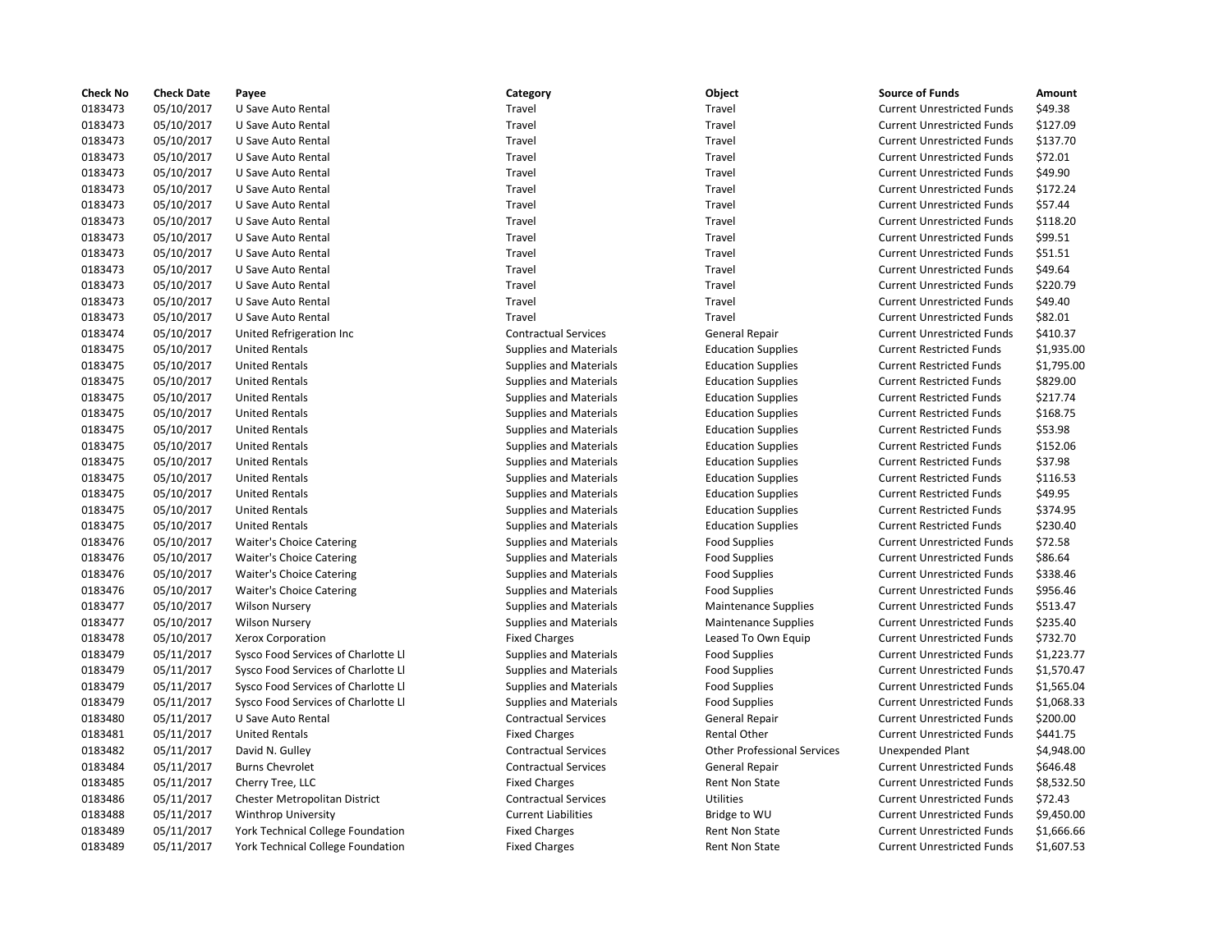| Check No | Check Date | Payee | Category | Object | Source of Funds | Amount |
|---|---|---|---|---|---|---|
| 0183473 | 05/10/2017 | U Save Auto Rental | Travel | Travel | Current Unrestricted Funds | $49.38 |
| 0183473 | 05/10/2017 | U Save Auto Rental | Travel | Travel | Current Unrestricted Funds | $127.09 |
| 0183473 | 05/10/2017 | U Save Auto Rental | Travel | Travel | Current Unrestricted Funds | $137.70 |
| 0183473 | 05/10/2017 | U Save Auto Rental | Travel | Travel | Current Unrestricted Funds | $72.01 |
| 0183473 | 05/10/2017 | U Save Auto Rental | Travel | Travel | Current Unrestricted Funds | $49.90 |
| 0183473 | 05/10/2017 | U Save Auto Rental | Travel | Travel | Current Unrestricted Funds | $172.24 |
| 0183473 | 05/10/2017 | U Save Auto Rental | Travel | Travel | Current Unrestricted Funds | $57.44 |
| 0183473 | 05/10/2017 | U Save Auto Rental | Travel | Travel | Current Unrestricted Funds | $118.20 |
| 0183473 | 05/10/2017 | U Save Auto Rental | Travel | Travel | Current Unrestricted Funds | $99.51 |
| 0183473 | 05/10/2017 | U Save Auto Rental | Travel | Travel | Current Unrestricted Funds | $51.51 |
| 0183473 | 05/10/2017 | U Save Auto Rental | Travel | Travel | Current Unrestricted Funds | $49.64 |
| 0183473 | 05/10/2017 | U Save Auto Rental | Travel | Travel | Current Unrestricted Funds | $220.79 |
| 0183473 | 05/10/2017 | U Save Auto Rental | Travel | Travel | Current Unrestricted Funds | $49.40 |
| 0183473 | 05/10/2017 | U Save Auto Rental | Travel | Travel | Current Unrestricted Funds | $82.01 |
| 0183474 | 05/10/2017 | United Refrigeration Inc | Contractual Services | General Repair | Current Unrestricted Funds | $410.37 |
| 0183475 | 05/10/2017 | United Rentals | Supplies and Materials | Education Supplies | Current Restricted Funds | $1,935.00 |
| 0183475 | 05/10/2017 | United Rentals | Supplies and Materials | Education Supplies | Current Restricted Funds | $1,795.00 |
| 0183475 | 05/10/2017 | United Rentals | Supplies and Materials | Education Supplies | Current Restricted Funds | $829.00 |
| 0183475 | 05/10/2017 | United Rentals | Supplies and Materials | Education Supplies | Current Restricted Funds | $217.74 |
| 0183475 | 05/10/2017 | United Rentals | Supplies and Materials | Education Supplies | Current Restricted Funds | $168.75 |
| 0183475 | 05/10/2017 | United Rentals | Supplies and Materials | Education Supplies | Current Restricted Funds | $53.98 |
| 0183475 | 05/10/2017 | United Rentals | Supplies and Materials | Education Supplies | Current Restricted Funds | $152.06 |
| 0183475 | 05/10/2017 | United Rentals | Supplies and Materials | Education Supplies | Current Restricted Funds | $37.98 |
| 0183475 | 05/10/2017 | United Rentals | Supplies and Materials | Education Supplies | Current Restricted Funds | $116.53 |
| 0183475 | 05/10/2017 | United Rentals | Supplies and Materials | Education Supplies | Current Restricted Funds | $49.95 |
| 0183475 | 05/10/2017 | United Rentals | Supplies and Materials | Education Supplies | Current Restricted Funds | $374.95 |
| 0183475 | 05/10/2017 | United Rentals | Supplies and Materials | Education Supplies | Current Restricted Funds | $230.40 |
| 0183476 | 05/10/2017 | Waiter's Choice Catering | Supplies and Materials | Food Supplies | Current Unrestricted Funds | $72.58 |
| 0183476 | 05/10/2017 | Waiter's Choice Catering | Supplies and Materials | Food Supplies | Current Unrestricted Funds | $86.64 |
| 0183476 | 05/10/2017 | Waiter's Choice Catering | Supplies and Materials | Food Supplies | Current Unrestricted Funds | $338.46 |
| 0183476 | 05/10/2017 | Waiter's Choice Catering | Supplies and Materials | Food Supplies | Current Unrestricted Funds | $956.46 |
| 0183477 | 05/10/2017 | Wilson Nursery | Supplies and Materials | Maintenance Supplies | Current Unrestricted Funds | $513.47 |
| 0183477 | 05/10/2017 | Wilson Nursery | Supplies and Materials | Maintenance Supplies | Current Unrestricted Funds | $235.40 |
| 0183478 | 05/10/2017 | Xerox Corporation | Fixed Charges | Leased To Own Equip | Current Unrestricted Funds | $732.70 |
| 0183479 | 05/11/2017 | Sysco Food Services of Charlotte Ll | Supplies and Materials | Food Supplies | Current Unrestricted Funds | $1,223.77 |
| 0183479 | 05/11/2017 | Sysco Food Services of Charlotte Ll | Supplies and Materials | Food Supplies | Current Unrestricted Funds | $1,570.47 |
| 0183479 | 05/11/2017 | Sysco Food Services of Charlotte Ll | Supplies and Materials | Food Supplies | Current Unrestricted Funds | $1,565.04 |
| 0183479 | 05/11/2017 | Sysco Food Services of Charlotte Ll | Supplies and Materials | Food Supplies | Current Unrestricted Funds | $1,068.33 |
| 0183480 | 05/11/2017 | U Save Auto Rental | Contractual Services | General Repair | Current Unrestricted Funds | $200.00 |
| 0183481 | 05/11/2017 | United Rentals | Fixed Charges | Rental Other | Current Unrestricted Funds | $441.75 |
| 0183482 | 05/11/2017 | David N. Gulley | Contractual Services | Other Professional Services | Unexpended Plant | $4,948.00 |
| 0183484 | 05/11/2017 | Burns Chevrolet | Contractual Services | General Repair | Current Unrestricted Funds | $646.48 |
| 0183485 | 05/11/2017 | Cherry Tree, LLC | Fixed Charges | Rent Non State | Current Unrestricted Funds | $8,532.50 |
| 0183486 | 05/11/2017 | Chester Metropolitan District | Contractual Services | Utilities | Current Unrestricted Funds | $72.43 |
| 0183488 | 05/11/2017 | Winthrop University | Current Liabilities | Bridge to WU | Current Unrestricted Funds | $9,450.00 |
| 0183489 | 05/11/2017 | York Technical College Foundation | Fixed Charges | Rent Non State | Current Unrestricted Funds | $1,666.66 |
| 0183489 | 05/11/2017 | York Technical College Foundation | Fixed Charges | Rent Non State | Current Unrestricted Funds | $1,607.53 |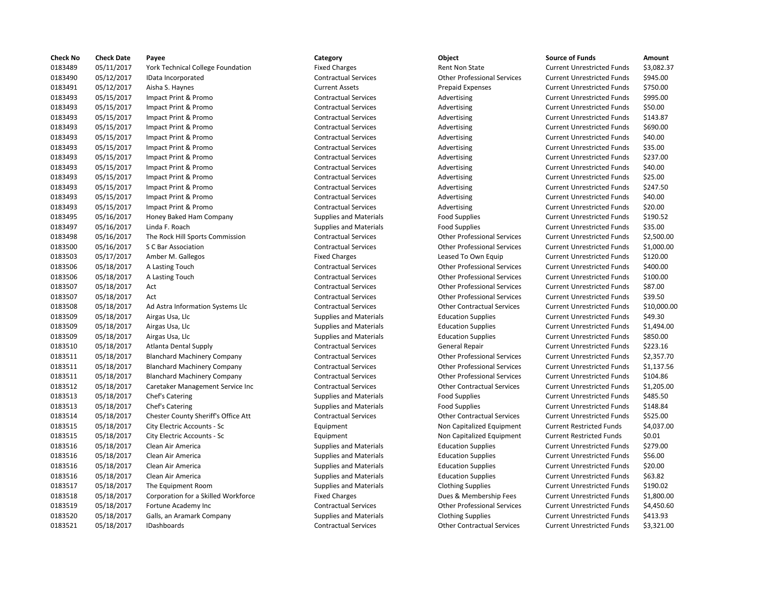| Check No | Check Date | Payee | Category | Object | Source of Funds | Amount |
|---|---|---|---|---|---|---|
| 0183489 | 05/11/2017 | York Technical College Foundation | Fixed Charges | Rent Non State | Current Unrestricted Funds | $3,082.37 |
| 0183490 | 05/12/2017 | IData Incorporated | Contractual Services | Other Professional Services | Current Unrestricted Funds | $945.00 |
| 0183491 | 05/12/2017 | Aisha S. Haynes | Current Assets | Prepaid Expenses | Current Unrestricted Funds | $750.00 |
| 0183493 | 05/15/2017 | Impact Print & Promo | Contractual Services | Advertising | Current Unrestricted Funds | $995.00 |
| 0183493 | 05/15/2017 | Impact Print & Promo | Contractual Services | Advertising | Current Unrestricted Funds | $50.00 |
| 0183493 | 05/15/2017 | Impact Print & Promo | Contractual Services | Advertising | Current Unrestricted Funds | $143.87 |
| 0183493 | 05/15/2017 | Impact Print & Promo | Contractual Services | Advertising | Current Unrestricted Funds | $690.00 |
| 0183493 | 05/15/2017 | Impact Print & Promo | Contractual Services | Advertising | Current Unrestricted Funds | $40.00 |
| 0183493 | 05/15/2017 | Impact Print & Promo | Contractual Services | Advertising | Current Unrestricted Funds | $35.00 |
| 0183493 | 05/15/2017 | Impact Print & Promo | Contractual Services | Advertising | Current Unrestricted Funds | $237.00 |
| 0183493 | 05/15/2017 | Impact Print & Promo | Contractual Services | Advertising | Current Unrestricted Funds | $40.00 |
| 0183493 | 05/15/2017 | Impact Print & Promo | Contractual Services | Advertising | Current Unrestricted Funds | $25.00 |
| 0183493 | 05/15/2017 | Impact Print & Promo | Contractual Services | Advertising | Current Unrestricted Funds | $247.50 |
| 0183493 | 05/15/2017 | Impact Print & Promo | Contractual Services | Advertising | Current Unrestricted Funds | $40.00 |
| 0183493 | 05/15/2017 | Impact Print & Promo | Contractual Services | Advertising | Current Unrestricted Funds | $20.00 |
| 0183495 | 05/16/2017 | Honey Baked Ham Company | Supplies and Materials | Food Supplies | Current Unrestricted Funds | $190.52 |
| 0183497 | 05/16/2017 | Linda F. Roach | Supplies and Materials | Food Supplies | Current Unrestricted Funds | $35.00 |
| 0183498 | 05/16/2017 | The Rock Hill Sports Commission | Contractual Services | Other Professional Services | Current Unrestricted Funds | $2,500.00 |
| 0183500 | 05/16/2017 | S C Bar Association | Contractual Services | Other Professional Services | Current Unrestricted Funds | $1,000.00 |
| 0183503 | 05/17/2017 | Amber M. Gallegos | Fixed Charges | Leased To Own Equip | Current Unrestricted Funds | $120.00 |
| 0183506 | 05/18/2017 | A Lasting Touch | Contractual Services | Other Professional Services | Current Unrestricted Funds | $400.00 |
| 0183506 | 05/18/2017 | A Lasting Touch | Contractual Services | Other Professional Services | Current Unrestricted Funds | $100.00 |
| 0183507 | 05/18/2017 | Act | Contractual Services | Other Professional Services | Current Unrestricted Funds | $87.00 |
| 0183507 | 05/18/2017 | Act | Contractual Services | Other Professional Services | Current Unrestricted Funds | $39.50 |
| 0183508 | 05/18/2017 | Ad Astra Information Systems Llc | Contractual Services | Other Contractual Services | Current Unrestricted Funds | $10,000.00 |
| 0183509 | 05/18/2017 | Airgas Usa, Llc | Supplies and Materials | Education Supplies | Current Unrestricted Funds | $49.30 |
| 0183509 | 05/18/2017 | Airgas Usa, Llc | Supplies and Materials | Education Supplies | Current Unrestricted Funds | $1,494.00 |
| 0183509 | 05/18/2017 | Airgas Usa, Llc | Supplies and Materials | Education Supplies | Current Unrestricted Funds | $850.00 |
| 0183510 | 05/18/2017 | Atlanta Dental Supply | Contractual Services | General Repair | Current Unrestricted Funds | $223.16 |
| 0183511 | 05/18/2017 | Blanchard Machinery Company | Contractual Services | Other Professional Services | Current Unrestricted Funds | $2,357.70 |
| 0183511 | 05/18/2017 | Blanchard Machinery Company | Contractual Services | Other Professional Services | Current Unrestricted Funds | $1,137.56 |
| 0183511 | 05/18/2017 | Blanchard Machinery Company | Contractual Services | Other Professional Services | Current Unrestricted Funds | $104.86 |
| 0183512 | 05/18/2017 | Caretaker Management Service Inc | Contractual Services | Other Contractual Services | Current Unrestricted Funds | $1,205.00 |
| 0183513 | 05/18/2017 | Chef's Catering | Supplies and Materials | Food Supplies | Current Unrestricted Funds | $485.50 |
| 0183513 | 05/18/2017 | Chef's Catering | Supplies and Materials | Food Supplies | Current Unrestricted Funds | $148.84 |
| 0183514 | 05/18/2017 | Chester County Sheriff's Office Att | Contractual Services | Other Contractual Services | Current Unrestricted Funds | $525.00 |
| 0183515 | 05/18/2017 | City Electric Accounts - Sc | Equipment | Non Capitalized Equipment | Current Restricted Funds | $4,037.00 |
| 0183515 | 05/18/2017 | City Electric Accounts - Sc | Equipment | Non Capitalized Equipment | Current Restricted Funds | $0.01 |
| 0183516 | 05/18/2017 | Clean Air America | Supplies and Materials | Education Supplies | Current Unrestricted Funds | $279.00 |
| 0183516 | 05/18/2017 | Clean Air America | Supplies and Materials | Education Supplies | Current Unrestricted Funds | $56.00 |
| 0183516 | 05/18/2017 | Clean Air America | Supplies and Materials | Education Supplies | Current Unrestricted Funds | $20.00 |
| 0183516 | 05/18/2017 | Clean Air America | Supplies and Materials | Education Supplies | Current Unrestricted Funds | $63.82 |
| 0183517 | 05/18/2017 | The Equipment Room | Supplies and Materials | Clothing Supplies | Current Unrestricted Funds | $190.02 |
| 0183518 | 05/18/2017 | Corporation for a Skilled Workforce | Fixed Charges | Dues & Membership Fees | Current Unrestricted Funds | $1,800.00 |
| 0183519 | 05/18/2017 | Fortune Academy Inc | Contractual Services | Other Professional Services | Current Unrestricted Funds | $4,450.60 |
| 0183520 | 05/18/2017 | Galls, an Aramark Company | Supplies and Materials | Clothing Supplies | Current Unrestricted Funds | $413.93 |
| 0183521 | 05/18/2017 | IDashboards | Contractual Services | Other Contractual Services | Current Unrestricted Funds | $3,321.00 |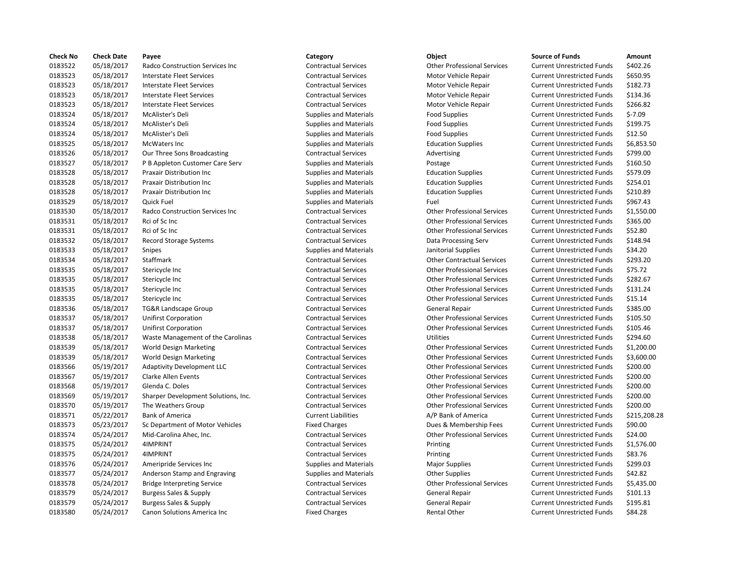| Check No | Check Date | Payee | Category | Object | Source of Funds | Amount |
|---|---|---|---|---|---|---|
| 0183522 | 05/18/2017 | Radco Construction Services Inc | Contractual Services | Other Professional Services | Current Unrestricted Funds | $402.26 |
| 0183523 | 05/18/2017 | Interstate Fleet Services | Contractual Services | Motor Vehicle Repair | Current Unrestricted Funds | $650.95 |
| 0183523 | 05/18/2017 | Interstate Fleet Services | Contractual Services | Motor Vehicle Repair | Current Unrestricted Funds | $182.73 |
| 0183523 | 05/18/2017 | Interstate Fleet Services | Contractual Services | Motor Vehicle Repair | Current Unrestricted Funds | $134.36 |
| 0183523 | 05/18/2017 | Interstate Fleet Services | Contractual Services | Motor Vehicle Repair | Current Unrestricted Funds | $266.82 |
| 0183524 | 05/18/2017 | McAlister's Deli | Supplies and Materials | Food Supplies | Current Unrestricted Funds | $-7.09 |
| 0183524 | 05/18/2017 | McAlister's Deli | Supplies and Materials | Food Supplies | Current Unrestricted Funds | $199.75 |
| 0183524 | 05/18/2017 | McAlister's Deli | Supplies and Materials | Food Supplies | Current Unrestricted Funds | $12.50 |
| 0183525 | 05/18/2017 | McWaters Inc | Supplies and Materials | Education Supplies | Current Unrestricted Funds | $6,853.50 |
| 0183526 | 05/18/2017 | Our Three Sons Broadcasting | Contractual Services | Advertising | Current Unrestricted Funds | $799.00 |
| 0183527 | 05/18/2017 | P B Appleton Customer Care Serv | Supplies and Materials | Postage | Current Unrestricted Funds | $160.50 |
| 0183528 | 05/18/2017 | Praxair Distribution Inc | Supplies and Materials | Education Supplies | Current Unrestricted Funds | $579.09 |
| 0183528 | 05/18/2017 | Praxair Distribution Inc | Supplies and Materials | Education Supplies | Current Unrestricted Funds | $254.01 |
| 0183528 | 05/18/2017 | Praxair Distribution Inc | Supplies and Materials | Education Supplies | Current Unrestricted Funds | $210.89 |
| 0183529 | 05/18/2017 | Quick Fuel | Supplies and Materials | Fuel | Current Unrestricted Funds | $967.43 |
| 0183530 | 05/18/2017 | Radco Construction Services Inc | Contractual Services | Other Professional Services | Current Unrestricted Funds | $1,550.00 |
| 0183531 | 05/18/2017 | Rci of Sc Inc | Contractual Services | Other Professional Services | Current Unrestricted Funds | $365.00 |
| 0183531 | 05/18/2017 | Rci of Sc Inc | Contractual Services | Other Professional Services | Current Unrestricted Funds | $52.80 |
| 0183532 | 05/18/2017 | Record Storage Systems | Contractual Services | Data Processing Serv | Current Unrestricted Funds | $148.94 |
| 0183533 | 05/18/2017 | Snipes | Supplies and Materials | Janitorial Supplies | Current Unrestricted Funds | $34.20 |
| 0183534 | 05/18/2017 | Staffmark | Contractual Services | Other Contractual Services | Current Unrestricted Funds | $293.20 |
| 0183535 | 05/18/2017 | Stericycle Inc | Contractual Services | Other Professional Services | Current Unrestricted Funds | $75.72 |
| 0183535 | 05/18/2017 | Stericycle Inc | Contractual Services | Other Professional Services | Current Unrestricted Funds | $282.67 |
| 0183535 | 05/18/2017 | Stericycle Inc | Contractual Services | Other Professional Services | Current Unrestricted Funds | $131.24 |
| 0183535 | 05/18/2017 | Stericycle Inc | Contractual Services | Other Professional Services | Current Unrestricted Funds | $15.14 |
| 0183536 | 05/18/2017 | TG&R Landscape Group | Contractual Services | General Repair | Current Unrestricted Funds | $385.00 |
| 0183537 | 05/18/2017 | Unifirst Corporation | Contractual Services | Other Professional Services | Current Unrestricted Funds | $105.50 |
| 0183537 | 05/18/2017 | Unifirst Corporation | Contractual Services | Other Professional Services | Current Unrestricted Funds | $105.46 |
| 0183538 | 05/18/2017 | Waste Management of the Carolinas | Contractual Services | Utilities | Current Unrestricted Funds | $294.60 |
| 0183539 | 05/18/2017 | World Design Marketing | Contractual Services | Other Professional Services | Current Unrestricted Funds | $1,200.00 |
| 0183539 | 05/18/2017 | World Design Marketing | Contractual Services | Other Professional Services | Current Unrestricted Funds | $3,600.00 |
| 0183566 | 05/19/2017 | Adaptivity Development LLC | Contractual Services | Other Professional Services | Current Unrestricted Funds | $200.00 |
| 0183567 | 05/19/2017 | Clarke Allen Events | Contractual Services | Other Professional Services | Current Unrestricted Funds | $200.00 |
| 0183568 | 05/19/2017 | Glenda C. Doles | Contractual Services | Other Professional Services | Current Unrestricted Funds | $200.00 |
| 0183569 | 05/19/2017 | Sharper Development Solutions, Inc. | Contractual Services | Other Professional Services | Current Unrestricted Funds | $200.00 |
| 0183570 | 05/19/2017 | The Weathers Group | Contractual Services | Other Professional Services | Current Unrestricted Funds | $200.00 |
| 0183571 | 05/22/2017 | Bank of America | Current Liabilities | A/P Bank of America | Current Unrestricted Funds | $215,208.28 |
| 0183573 | 05/23/2017 | Sc Department of Motor Vehicles | Fixed Charges | Dues & Membership Fees | Current Unrestricted Funds | $90.00 |
| 0183574 | 05/24/2017 | Mid-Carolina Ahec, Inc. | Contractual Services | Other Professional Services | Current Unrestricted Funds | $24.00 |
| 0183575 | 05/24/2017 | 4IMPRINT | Contractual Services | Printing | Current Unrestricted Funds | $1,576.00 |
| 0183575 | 05/24/2017 | 4IMPRINT | Contractual Services | Printing | Current Unrestricted Funds | $83.76 |
| 0183576 | 05/24/2017 | Ameripride Services Inc | Supplies and Materials | Major Supplies | Current Unrestricted Funds | $299.03 |
| 0183577 | 05/24/2017 | Anderson Stamp and Engraving | Supplies and Materials | Other Supplies | Current Unrestricted Funds | $42.82 |
| 0183578 | 05/24/2017 | Bridge Interpreting Service | Contractual Services | Other Professional Services | Current Unrestricted Funds | $5,435.00 |
| 0183579 | 05/24/2017 | Burgess Sales & Supply | Contractual Services | General Repair | Current Unrestricted Funds | $101.13 |
| 0183579 | 05/24/2017 | Burgess Sales & Supply | Contractual Services | General Repair | Current Unrestricted Funds | $195.81 |
| 0183580 | 05/24/2017 | Canon Solutions America Inc | Fixed Charges | Rental Other | Current Unrestricted Funds | $84.28 |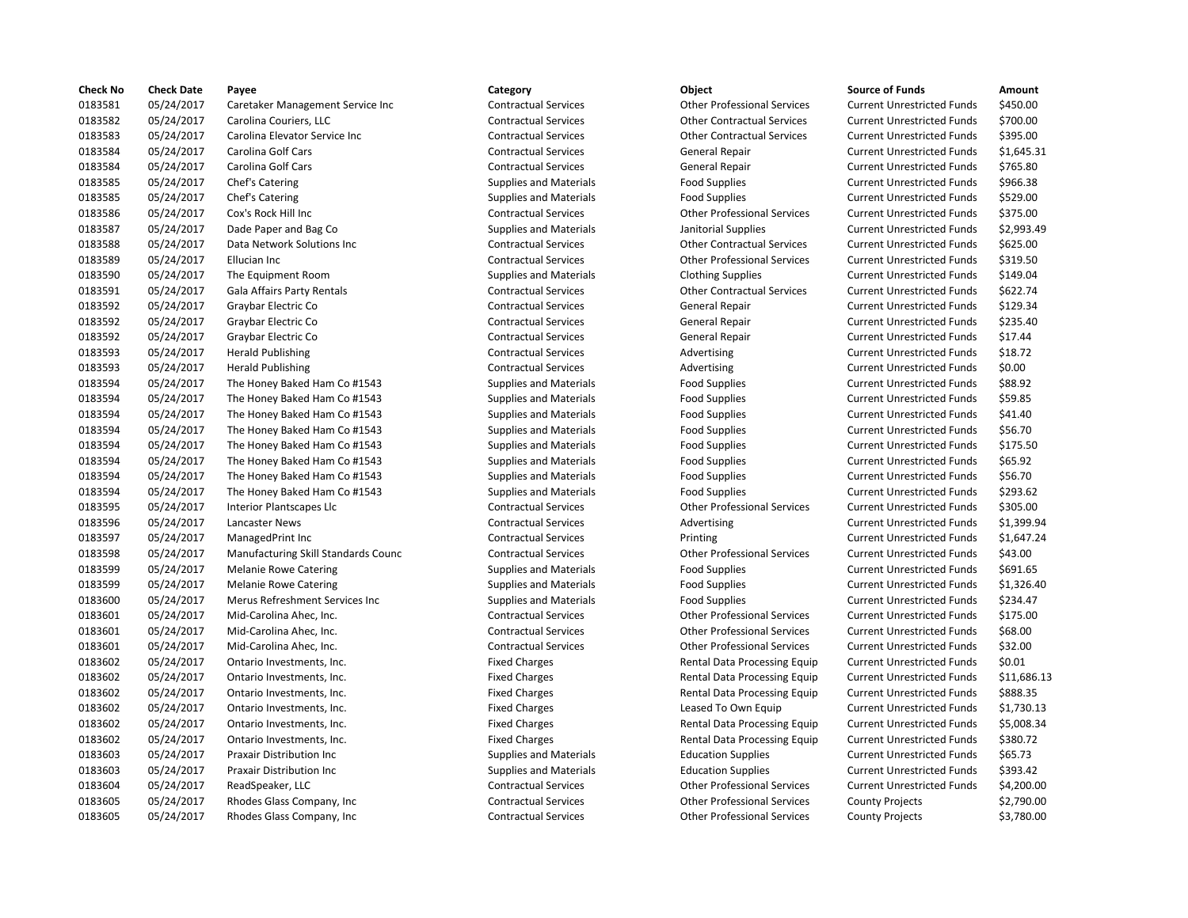| Check No | Check Date | Payee | Category | Object | Source of Funds | Amount |
|---|---|---|---|---|---|---|
| 0183581 | 05/24/2017 | Caretaker Management Service Inc | Contractual Services | Other Professional Services | Current Unrestricted Funds | $450.00 |
| 0183582 | 05/24/2017 | Carolina Couriers, LLC | Contractual Services | Other Contractual Services | Current Unrestricted Funds | $700.00 |
| 0183583 | 05/24/2017 | Carolina Elevator Service Inc | Contractual Services | Other Contractual Services | Current Unrestricted Funds | $395.00 |
| 0183584 | 05/24/2017 | Carolina Golf Cars | Contractual Services | General Repair | Current Unrestricted Funds | $1,645.31 |
| 0183584 | 05/24/2017 | Carolina Golf Cars | Contractual Services | General Repair | Current Unrestricted Funds | $765.80 |
| 0183585 | 05/24/2017 | Chef's Catering | Supplies and Materials | Food Supplies | Current Unrestricted Funds | $966.38 |
| 0183585 | 05/24/2017 | Chef's Catering | Supplies and Materials | Food Supplies | Current Unrestricted Funds | $529.00 |
| 0183586 | 05/24/2017 | Cox's Rock Hill Inc | Contractual Services | Other Professional Services | Current Unrestricted Funds | $375.00 |
| 0183587 | 05/24/2017 | Dade Paper and Bag Co | Supplies and Materials | Janitorial Supplies | Current Unrestricted Funds | $2,993.49 |
| 0183588 | 05/24/2017 | Data Network Solutions Inc | Contractual Services | Other Contractual Services | Current Unrestricted Funds | $625.00 |
| 0183589 | 05/24/2017 | Ellucian Inc | Contractual Services | Other Professional Services | Current Unrestricted Funds | $319.50 |
| 0183590 | 05/24/2017 | The Equipment Room | Supplies and Materials | Clothing Supplies | Current Unrestricted Funds | $149.04 |
| 0183591 | 05/24/2017 | Gala Affairs Party Rentals | Contractual Services | Other Contractual Services | Current Unrestricted Funds | $622.74 |
| 0183592 | 05/24/2017 | Graybar Electric Co | Contractual Services | General Repair | Current Unrestricted Funds | $129.34 |
| 0183592 | 05/24/2017 | Graybar Electric Co | Contractual Services | General Repair | Current Unrestricted Funds | $235.40 |
| 0183592 | 05/24/2017 | Graybar Electric Co | Contractual Services | General Repair | Current Unrestricted Funds | $17.44 |
| 0183593 | 05/24/2017 | Herald Publishing | Contractual Services | Advertising | Current Unrestricted Funds | $18.72 |
| 0183593 | 05/24/2017 | Herald Publishing | Contractual Services | Advertising | Current Unrestricted Funds | $0.00 |
| 0183594 | 05/24/2017 | The Honey Baked Ham Co #1543 | Supplies and Materials | Food Supplies | Current Unrestricted Funds | $88.92 |
| 0183594 | 05/24/2017 | The Honey Baked Ham Co #1543 | Supplies and Materials | Food Supplies | Current Unrestricted Funds | $59.85 |
| 0183594 | 05/24/2017 | The Honey Baked Ham Co #1543 | Supplies and Materials | Food Supplies | Current Unrestricted Funds | $41.40 |
| 0183594 | 05/24/2017 | The Honey Baked Ham Co #1543 | Supplies and Materials | Food Supplies | Current Unrestricted Funds | $56.70 |
| 0183594 | 05/24/2017 | The Honey Baked Ham Co #1543 | Supplies and Materials | Food Supplies | Current Unrestricted Funds | $175.50 |
| 0183594 | 05/24/2017 | The Honey Baked Ham Co #1543 | Supplies and Materials | Food Supplies | Current Unrestricted Funds | $65.92 |
| 0183594 | 05/24/2017 | The Honey Baked Ham Co #1543 | Supplies and Materials | Food Supplies | Current Unrestricted Funds | $56.70 |
| 0183594 | 05/24/2017 | The Honey Baked Ham Co #1543 | Supplies and Materials | Food Supplies | Current Unrestricted Funds | $293.62 |
| 0183595 | 05/24/2017 | Interior Plantscapes Llc | Contractual Services | Other Professional Services | Current Unrestricted Funds | $305.00 |
| 0183596 | 05/24/2017 | Lancaster News | Contractual Services | Advertising | Current Unrestricted Funds | $1,399.94 |
| 0183597 | 05/24/2017 | ManagedPrint Inc | Contractual Services | Printing | Current Unrestricted Funds | $1,647.24 |
| 0183598 | 05/24/2017 | Manufacturing Skill Standards Counc | Contractual Services | Other Professional Services | Current Unrestricted Funds | $43.00 |
| 0183599 | 05/24/2017 | Melanie Rowe Catering | Supplies and Materials | Food Supplies | Current Unrestricted Funds | $691.65 |
| 0183599 | 05/24/2017 | Melanie Rowe Catering | Supplies and Materials | Food Supplies | Current Unrestricted Funds | $1,326.40 |
| 0183600 | 05/24/2017 | Merus Refreshment Services Inc | Supplies and Materials | Food Supplies | Current Unrestricted Funds | $234.47 |
| 0183601 | 05/24/2017 | Mid-Carolina Ahec, Inc. | Contractual Services | Other Professional Services | Current Unrestricted Funds | $175.00 |
| 0183601 | 05/24/2017 | Mid-Carolina Ahec, Inc. | Contractual Services | Other Professional Services | Current Unrestricted Funds | $68.00 |
| 0183601 | 05/24/2017 | Mid-Carolina Ahec, Inc. | Contractual Services | Other Professional Services | Current Unrestricted Funds | $32.00 |
| 0183602 | 05/24/2017 | Ontario Investments, Inc. | Fixed Charges | Rental Data Processing Equip | Current Unrestricted Funds | $0.01 |
| 0183602 | 05/24/2017 | Ontario Investments, Inc. | Fixed Charges | Rental Data Processing Equip | Current Unrestricted Funds | $11,686.13 |
| 0183602 | 05/24/2017 | Ontario Investments, Inc. | Fixed Charges | Rental Data Processing Equip | Current Unrestricted Funds | $888.35 |
| 0183602 | 05/24/2017 | Ontario Investments, Inc. | Fixed Charges | Leased To Own Equip | Current Unrestricted Funds | $1,730.13 |
| 0183602 | 05/24/2017 | Ontario Investments, Inc. | Fixed Charges | Rental Data Processing Equip | Current Unrestricted Funds | $5,008.34 |
| 0183602 | 05/24/2017 | Ontario Investments, Inc. | Fixed Charges | Rental Data Processing Equip | Current Unrestricted Funds | $380.72 |
| 0183603 | 05/24/2017 | Praxair Distribution Inc | Supplies and Materials | Education Supplies | Current Unrestricted Funds | $65.73 |
| 0183603 | 05/24/2017 | Praxair Distribution Inc | Supplies and Materials | Education Supplies | Current Unrestricted Funds | $393.42 |
| 0183604 | 05/24/2017 | ReadSpeaker, LLC | Contractual Services | Other Professional Services | Current Unrestricted Funds | $4,200.00 |
| 0183605 | 05/24/2017 | Rhodes Glass Company, Inc | Contractual Services | Other Professional Services | County Projects | $2,790.00 |
| 0183605 | 05/24/2017 | Rhodes Glass Company, Inc | Contractual Services | Other Professional Services | County Projects | $3,780.00 |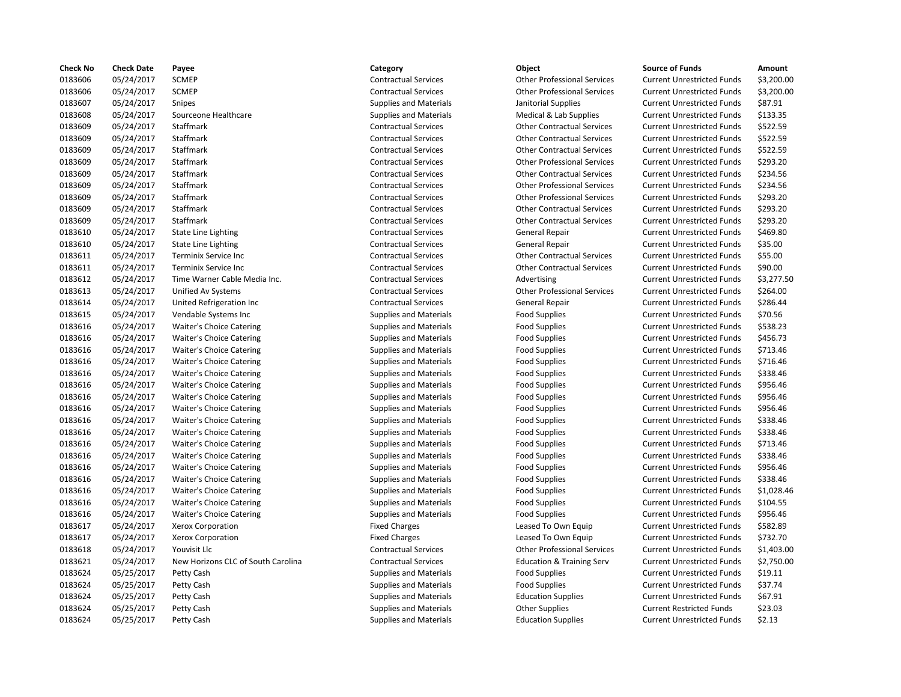| Check No | Check Date | Payee | Category | Object | Source of Funds | Amount |
|---|---|---|---|---|---|---|
| 0183606 | 05/24/2017 | SCMEP | Contractual Services | Other Professional Services | Current Unrestricted Funds | $3,200.00 |
| 0183606 | 05/24/2017 | SCMEP | Contractual Services | Other Professional Services | Current Unrestricted Funds | $3,200.00 |
| 0183607 | 05/24/2017 | Snipes | Supplies and Materials | Janitorial Supplies | Current Unrestricted Funds | $87.91 |
| 0183608 | 05/24/2017 | Sourceone Healthcare | Supplies and Materials | Medical & Lab Supplies | Current Unrestricted Funds | $133.35 |
| 0183609 | 05/24/2017 | Staffmark | Contractual Services | Other Contractual Services | Current Unrestricted Funds | $522.59 |
| 0183609 | 05/24/2017 | Staffmark | Contractual Services | Other Contractual Services | Current Unrestricted Funds | $522.59 |
| 0183609 | 05/24/2017 | Staffmark | Contractual Services | Other Contractual Services | Current Unrestricted Funds | $522.59 |
| 0183609 | 05/24/2017 | Staffmark | Contractual Services | Other Professional Services | Current Unrestricted Funds | $293.20 |
| 0183609 | 05/24/2017 | Staffmark | Contractual Services | Other Contractual Services | Current Unrestricted Funds | $234.56 |
| 0183609 | 05/24/2017 | Staffmark | Contractual Services | Other Professional Services | Current Unrestricted Funds | $234.56 |
| 0183609 | 05/24/2017 | Staffmark | Contractual Services | Other Professional Services | Current Unrestricted Funds | $293.20 |
| 0183609 | 05/24/2017 | Staffmark | Contractual Services | Other Contractual Services | Current Unrestricted Funds | $293.20 |
| 0183609 | 05/24/2017 | Staffmark | Contractual Services | Other Contractual Services | Current Unrestricted Funds | $293.20 |
| 0183610 | 05/24/2017 | State Line Lighting | Contractual Services | General Repair | Current Unrestricted Funds | $469.80 |
| 0183610 | 05/24/2017 | State Line Lighting | Contractual Services | General Repair | Current Unrestricted Funds | $35.00 |
| 0183611 | 05/24/2017 | Terminix Service Inc | Contractual Services | Other Contractual Services | Current Unrestricted Funds | $55.00 |
| 0183611 | 05/24/2017 | Terminix Service Inc | Contractual Services | Other Contractual Services | Current Unrestricted Funds | $90.00 |
| 0183612 | 05/24/2017 | Time Warner Cable Media Inc. | Contractual Services | Advertising | Current Unrestricted Funds | $3,277.50 |
| 0183613 | 05/24/2017 | Unified Av Systems | Contractual Services | Other Professional Services | Current Unrestricted Funds | $264.00 |
| 0183614 | 05/24/2017 | United Refrigeration Inc | Contractual Services | General Repair | Current Unrestricted Funds | $286.44 |
| 0183615 | 05/24/2017 | Vendable Systems Inc | Supplies and Materials | Food Supplies | Current Unrestricted Funds | $70.56 |
| 0183616 | 05/24/2017 | Waiter's Choice Catering | Supplies and Materials | Food Supplies | Current Unrestricted Funds | $538.23 |
| 0183616 | 05/24/2017 | Waiter's Choice Catering | Supplies and Materials | Food Supplies | Current Unrestricted Funds | $456.73 |
| 0183616 | 05/24/2017 | Waiter's Choice Catering | Supplies and Materials | Food Supplies | Current Unrestricted Funds | $713.46 |
| 0183616 | 05/24/2017 | Waiter's Choice Catering | Supplies and Materials | Food Supplies | Current Unrestricted Funds | $716.46 |
| 0183616 | 05/24/2017 | Waiter's Choice Catering | Supplies and Materials | Food Supplies | Current Unrestricted Funds | $338.46 |
| 0183616 | 05/24/2017 | Waiter's Choice Catering | Supplies and Materials | Food Supplies | Current Unrestricted Funds | $956.46 |
| 0183616 | 05/24/2017 | Waiter's Choice Catering | Supplies and Materials | Food Supplies | Current Unrestricted Funds | $956.46 |
| 0183616 | 05/24/2017 | Waiter's Choice Catering | Supplies and Materials | Food Supplies | Current Unrestricted Funds | $956.46 |
| 0183616 | 05/24/2017 | Waiter's Choice Catering | Supplies and Materials | Food Supplies | Current Unrestricted Funds | $338.46 |
| 0183616 | 05/24/2017 | Waiter's Choice Catering | Supplies and Materials | Food Supplies | Current Unrestricted Funds | $338.46 |
| 0183616 | 05/24/2017 | Waiter's Choice Catering | Supplies and Materials | Food Supplies | Current Unrestricted Funds | $713.46 |
| 0183616 | 05/24/2017 | Waiter's Choice Catering | Supplies and Materials | Food Supplies | Current Unrestricted Funds | $338.46 |
| 0183616 | 05/24/2017 | Waiter's Choice Catering | Supplies and Materials | Food Supplies | Current Unrestricted Funds | $956.46 |
| 0183616 | 05/24/2017 | Waiter's Choice Catering | Supplies and Materials | Food Supplies | Current Unrestricted Funds | $338.46 |
| 0183616 | 05/24/2017 | Waiter's Choice Catering | Supplies and Materials | Food Supplies | Current Unrestricted Funds | $1,028.46 |
| 0183616 | 05/24/2017 | Waiter's Choice Catering | Supplies and Materials | Food Supplies | Current Unrestricted Funds | $104.55 |
| 0183616 | 05/24/2017 | Waiter's Choice Catering | Supplies and Materials | Food Supplies | Current Unrestricted Funds | $956.46 |
| 0183617 | 05/24/2017 | Xerox Corporation | Fixed Charges | Leased To Own Equip | Current Unrestricted Funds | $582.89 |
| 0183617 | 05/24/2017 | Xerox Corporation | Fixed Charges | Leased To Own Equip | Current Unrestricted Funds | $732.70 |
| 0183618 | 05/24/2017 | Youvisit Llc | Contractual Services | Other Professional Services | Current Unrestricted Funds | $1,403.00 |
| 0183621 | 05/24/2017 | New Horizons CLC of South Carolina | Contractual Services | Education & Training Serv | Current Unrestricted Funds | $2,750.00 |
| 0183624 | 05/25/2017 | Petty Cash | Supplies and Materials | Food Supplies | Current Unrestricted Funds | $19.11 |
| 0183624 | 05/25/2017 | Petty Cash | Supplies and Materials | Food Supplies | Current Unrestricted Funds | $37.74 |
| 0183624 | 05/25/2017 | Petty Cash | Supplies and Materials | Education Supplies | Current Unrestricted Funds | $67.91 |
| 0183624 | 05/25/2017 | Petty Cash | Supplies and Materials | Other Supplies | Current Restricted Funds | $23.03 |
| 0183624 | 05/25/2017 | Petty Cash | Supplies and Materials | Education Supplies | Current Unrestricted Funds | $2.13 |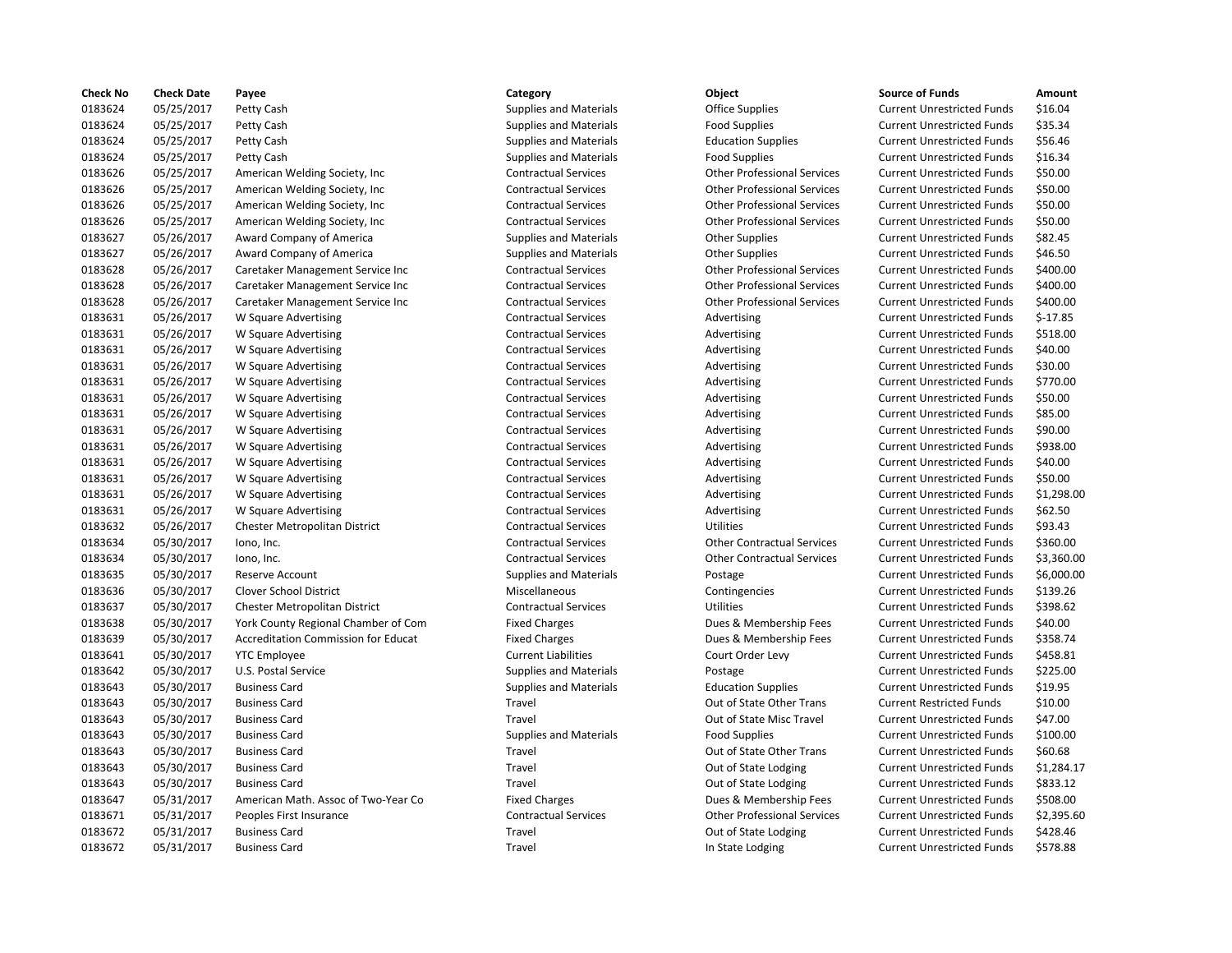| Check No | Check Date | Payee | Category | Object | Source of Funds | Amount |
|---|---|---|---|---|---|---|
| 0183624 | 05/25/2017 | Petty Cash | Supplies and Materials | Office Supplies | Current Unrestricted Funds | $16.04 |
| 0183624 | 05/25/2017 | Petty Cash | Supplies and Materials | Food Supplies | Current Unrestricted Funds | $35.34 |
| 0183624 | 05/25/2017 | Petty Cash | Supplies and Materials | Education Supplies | Current Unrestricted Funds | $56.46 |
| 0183624 | 05/25/2017 | Petty Cash | Supplies and Materials | Food Supplies | Current Unrestricted Funds | $16.34 |
| 0183626 | 05/25/2017 | American Welding Society, Inc | Contractual Services | Other Professional Services | Current Unrestricted Funds | $50.00 |
| 0183626 | 05/25/2017 | American Welding Society, Inc | Contractual Services | Other Professional Services | Current Unrestricted Funds | $50.00 |
| 0183626 | 05/25/2017 | American Welding Society, Inc | Contractual Services | Other Professional Services | Current Unrestricted Funds | $50.00 |
| 0183626 | 05/25/2017 | American Welding Society, Inc | Contractual Services | Other Professional Services | Current Unrestricted Funds | $50.00 |
| 0183627 | 05/26/2017 | Award Company of America | Supplies and Materials | Other Supplies | Current Unrestricted Funds | $82.45 |
| 0183627 | 05/26/2017 | Award Company of America | Supplies and Materials | Other Supplies | Current Unrestricted Funds | $46.50 |
| 0183628 | 05/26/2017 | Caretaker Management Service Inc | Contractual Services | Other Professional Services | Current Unrestricted Funds | $400.00 |
| 0183628 | 05/26/2017 | Caretaker Management Service Inc | Contractual Services | Other Professional Services | Current Unrestricted Funds | $400.00 |
| 0183628 | 05/26/2017 | Caretaker Management Service Inc | Contractual Services | Other Professional Services | Current Unrestricted Funds | $400.00 |
| 0183631 | 05/26/2017 | W Square Advertising | Contractual Services | Advertising | Current Unrestricted Funds | $-17.85 |
| 0183631 | 05/26/2017 | W Square Advertising | Contractual Services | Advertising | Current Unrestricted Funds | $518.00 |
| 0183631 | 05/26/2017 | W Square Advertising | Contractual Services | Advertising | Current Unrestricted Funds | $40.00 |
| 0183631 | 05/26/2017 | W Square Advertising | Contractual Services | Advertising | Current Unrestricted Funds | $30.00 |
| 0183631 | 05/26/2017 | W Square Advertising | Contractual Services | Advertising | Current Unrestricted Funds | $770.00 |
| 0183631 | 05/26/2017 | W Square Advertising | Contractual Services | Advertising | Current Unrestricted Funds | $50.00 |
| 0183631 | 05/26/2017 | W Square Advertising | Contractual Services | Advertising | Current Unrestricted Funds | $85.00 |
| 0183631 | 05/26/2017 | W Square Advertising | Contractual Services | Advertising | Current Unrestricted Funds | $90.00 |
| 0183631 | 05/26/2017 | W Square Advertising | Contractual Services | Advertising | Current Unrestricted Funds | $938.00 |
| 0183631 | 05/26/2017 | W Square Advertising | Contractual Services | Advertising | Current Unrestricted Funds | $40.00 |
| 0183631 | 05/26/2017 | W Square Advertising | Contractual Services | Advertising | Current Unrestricted Funds | $50.00 |
| 0183631 | 05/26/2017 | W Square Advertising | Contractual Services | Advertising | Current Unrestricted Funds | $1,298.00 |
| 0183631 | 05/26/2017 | W Square Advertising | Contractual Services | Advertising | Current Unrestricted Funds | $62.50 |
| 0183632 | 05/26/2017 | Chester Metropolitan District | Contractual Services | Utilities | Current Unrestricted Funds | $93.43 |
| 0183634 | 05/30/2017 | Iono, Inc. | Contractual Services | Other Contractual Services | Current Unrestricted Funds | $360.00 |
| 0183634 | 05/30/2017 | Iono, Inc. | Contractual Services | Other Contractual Services | Current Unrestricted Funds | $3,360.00 |
| 0183635 | 05/30/2017 | Reserve Account | Supplies and Materials | Postage | Current Unrestricted Funds | $6,000.00 |
| 0183636 | 05/30/2017 | Clover School District | Miscellaneous | Contingencies | Current Unrestricted Funds | $139.26 |
| 0183637 | 05/30/2017 | Chester Metropolitan District | Contractual Services | Utilities | Current Unrestricted Funds | $398.62 |
| 0183638 | 05/30/2017 | York County Regional Chamber of Com | Fixed Charges | Dues & Membership Fees | Current Unrestricted Funds | $40.00 |
| 0183639 | 05/30/2017 | Accreditation Commission for Educat | Fixed Charges | Dues & Membership Fees | Current Unrestricted Funds | $358.74 |
| 0183641 | 05/30/2017 | YTC Employee | Current Liabilities | Court Order Levy | Current Unrestricted Funds | $458.81 |
| 0183642 | 05/30/2017 | U.S. Postal Service | Supplies and Materials | Postage | Current Unrestricted Funds | $225.00 |
| 0183643 | 05/30/2017 | Business Card | Supplies and Materials | Education Supplies | Current Unrestricted Funds | $19.95 |
| 0183643 | 05/30/2017 | Business Card | Travel | Out of State Other Trans | Current Restricted Funds | $10.00 |
| 0183643 | 05/30/2017 | Business Card | Travel | Out of State Misc Travel | Current Unrestricted Funds | $47.00 |
| 0183643 | 05/30/2017 | Business Card | Supplies and Materials | Food Supplies | Current Unrestricted Funds | $100.00 |
| 0183643 | 05/30/2017 | Business Card | Travel | Out of State Other Trans | Current Unrestricted Funds | $60.68 |
| 0183643 | 05/30/2017 | Business Card | Travel | Out of State Lodging | Current Unrestricted Funds | $1,284.17 |
| 0183643 | 05/30/2017 | Business Card | Travel | Out of State Lodging | Current Unrestricted Funds | $833.12 |
| 0183647 | 05/31/2017 | American Math. Assoc of Two-Year Co | Fixed Charges | Dues & Membership Fees | Current Unrestricted Funds | $508.00 |
| 0183671 | 05/31/2017 | Peoples First Insurance | Contractual Services | Other Professional Services | Current Unrestricted Funds | $2,395.60 |
| 0183672 | 05/31/2017 | Business Card | Travel | Out of State Lodging | Current Unrestricted Funds | $428.46 |
| 0183672 | 05/31/2017 | Business Card | Travel | In State Lodging | Current Unrestricted Funds | $578.88 |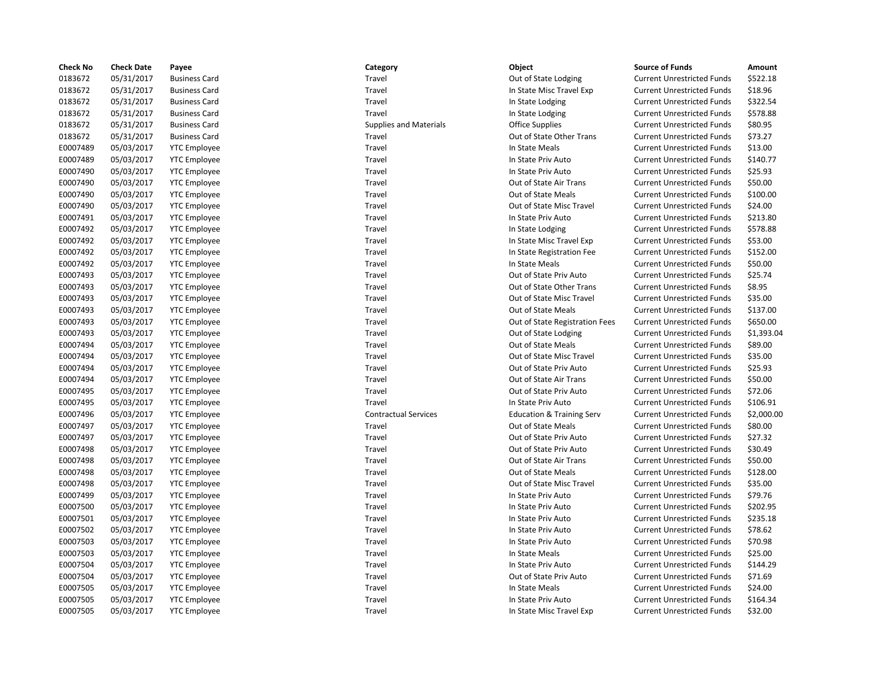| Check No | Check Date | Payee | Category | Object | Source of Funds | Amount |
|---|---|---|---|---|---|---|
| 0183672 | 05/31/2017 | Business Card | Travel | Out of State Lodging | Current Unrestricted Funds | $522.18 |
| 0183672 | 05/31/2017 | Business Card | Travel | In State Misc Travel Exp | Current Unrestricted Funds | $18.96 |
| 0183672 | 05/31/2017 | Business Card | Travel | In State Lodging | Current Unrestricted Funds | $322.54 |
| 0183672 | 05/31/2017 | Business Card | Travel | In State Lodging | Current Unrestricted Funds | $578.88 |
| 0183672 | 05/31/2017 | Business Card | Supplies and Materials | Office Supplies | Current Unrestricted Funds | $80.95 |
| 0183672 | 05/31/2017 | Business Card | Travel | Out of State Other Trans | Current Unrestricted Funds | $73.27 |
| E0007489 | 05/03/2017 | YTC Employee | Travel | In State Meals | Current Unrestricted Funds | $13.00 |
| E0007489 | 05/03/2017 | YTC Employee | Travel | In State Priv Auto | Current Unrestricted Funds | $140.77 |
| E0007490 | 05/03/2017 | YTC Employee | Travel | In State Priv Auto | Current Unrestricted Funds | $25.93 |
| E0007490 | 05/03/2017 | YTC Employee | Travel | Out of State Air Trans | Current Unrestricted Funds | $50.00 |
| E0007490 | 05/03/2017 | YTC Employee | Travel | Out of State Meals | Current Unrestricted Funds | $100.00 |
| E0007490 | 05/03/2017 | YTC Employee | Travel | Out of State Misc Travel | Current Unrestricted Funds | $24.00 |
| E0007491 | 05/03/2017 | YTC Employee | Travel | In State Priv Auto | Current Unrestricted Funds | $213.80 |
| E0007492 | 05/03/2017 | YTC Employee | Travel | In State Lodging | Current Unrestricted Funds | $578.88 |
| E0007492 | 05/03/2017 | YTC Employee | Travel | In State Misc Travel Exp | Current Unrestricted Funds | $53.00 |
| E0007492 | 05/03/2017 | YTC Employee | Travel | In State Registration Fee | Current Unrestricted Funds | $152.00 |
| E0007492 | 05/03/2017 | YTC Employee | Travel | In State Meals | Current Unrestricted Funds | $50.00 |
| E0007493 | 05/03/2017 | YTC Employee | Travel | Out of State Priv Auto | Current Unrestricted Funds | $25.74 |
| E0007493 | 05/03/2017 | YTC Employee | Travel | Out of State Other Trans | Current Unrestricted Funds | $8.95 |
| E0007493 | 05/03/2017 | YTC Employee | Travel | Out of State Misc Travel | Current Unrestricted Funds | $35.00 |
| E0007493 | 05/03/2017 | YTC Employee | Travel | Out of State Meals | Current Unrestricted Funds | $137.00 |
| E0007493 | 05/03/2017 | YTC Employee | Travel | Out of State Registration Fees | Current Unrestricted Funds | $650.00 |
| E0007493 | 05/03/2017 | YTC Employee | Travel | Out of State Lodging | Current Unrestricted Funds | $1,393.04 |
| E0007494 | 05/03/2017 | YTC Employee | Travel | Out of State Meals | Current Unrestricted Funds | $89.00 |
| E0007494 | 05/03/2017 | YTC Employee | Travel | Out of State Misc Travel | Current Unrestricted Funds | $35.00 |
| E0007494 | 05/03/2017 | YTC Employee | Travel | Out of State Priv Auto | Current Unrestricted Funds | $25.93 |
| E0007494 | 05/03/2017 | YTC Employee | Travel | Out of State Air Trans | Current Unrestricted Funds | $50.00 |
| E0007495 | 05/03/2017 | YTC Employee | Travel | Out of State Priv Auto | Current Unrestricted Funds | $72.06 |
| E0007495 | 05/03/2017 | YTC Employee | Travel | In State Priv Auto | Current Unrestricted Funds | $106.91 |
| E0007496 | 05/03/2017 | YTC Employee | Contractual Services | Education & Training Serv | Current Unrestricted Funds | $2,000.00 |
| E0007497 | 05/03/2017 | YTC Employee | Travel | Out of State Meals | Current Unrestricted Funds | $80.00 |
| E0007497 | 05/03/2017 | YTC Employee | Travel | Out of State Priv Auto | Current Unrestricted Funds | $27.32 |
| E0007498 | 05/03/2017 | YTC Employee | Travel | Out of State Priv Auto | Current Unrestricted Funds | $30.49 |
| E0007498 | 05/03/2017 | YTC Employee | Travel | Out of State Air Trans | Current Unrestricted Funds | $50.00 |
| E0007498 | 05/03/2017 | YTC Employee | Travel | Out of State Meals | Current Unrestricted Funds | $128.00 |
| E0007498 | 05/03/2017 | YTC Employee | Travel | Out of State Misc Travel | Current Unrestricted Funds | $35.00 |
| E0007499 | 05/03/2017 | YTC Employee | Travel | In State Priv Auto | Current Unrestricted Funds | $79.76 |
| E0007500 | 05/03/2017 | YTC Employee | Travel | In State Priv Auto | Current Unrestricted Funds | $202.95 |
| E0007501 | 05/03/2017 | YTC Employee | Travel | In State Priv Auto | Current Unrestricted Funds | $235.18 |
| E0007502 | 05/03/2017 | YTC Employee | Travel | In State Priv Auto | Current Unrestricted Funds | $78.62 |
| E0007503 | 05/03/2017 | YTC Employee | Travel | In State Priv Auto | Current Unrestricted Funds | $70.98 |
| E0007503 | 05/03/2017 | YTC Employee | Travel | In State Meals | Current Unrestricted Funds | $25.00 |
| E0007504 | 05/03/2017 | YTC Employee | Travel | In State Priv Auto | Current Unrestricted Funds | $144.29 |
| E0007504 | 05/03/2017 | YTC Employee | Travel | Out of State Priv Auto | Current Unrestricted Funds | $71.69 |
| E0007505 | 05/03/2017 | YTC Employee | Travel | In State Meals | Current Unrestricted Funds | $24.00 |
| E0007505 | 05/03/2017 | YTC Employee | Travel | In State Priv Auto | Current Unrestricted Funds | $164.34 |
| E0007505 | 05/03/2017 | YTC Employee | Travel | In State Misc Travel Exp | Current Unrestricted Funds | $32.00 |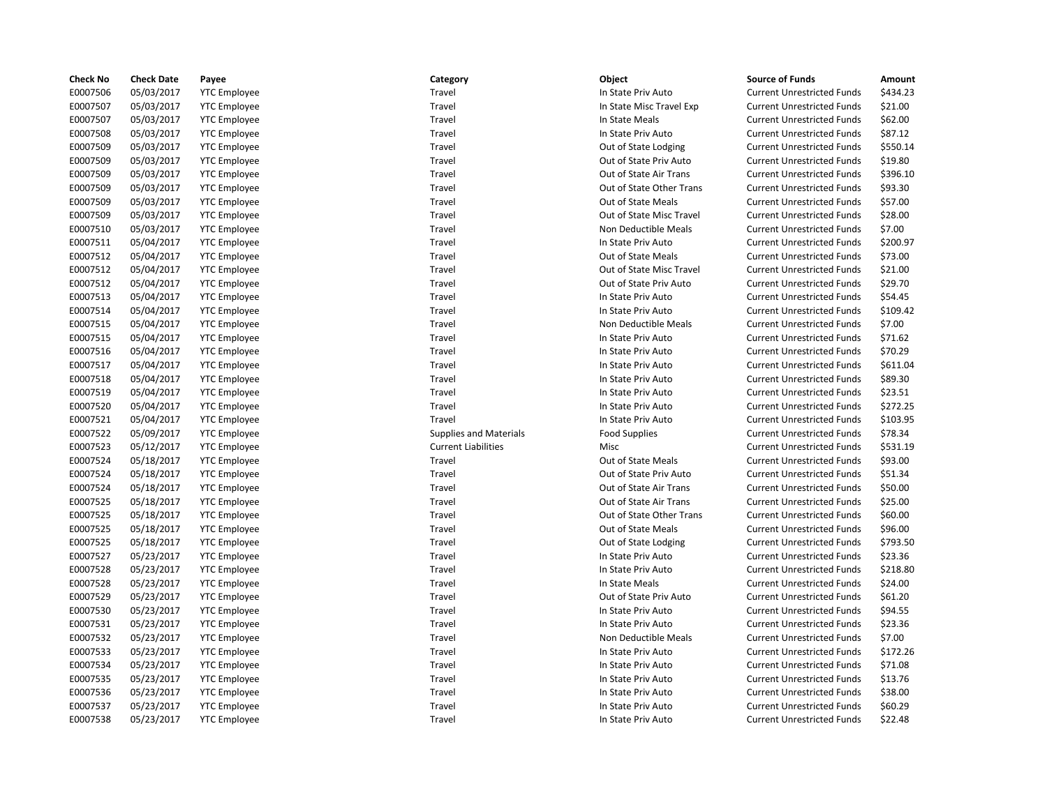| Check No | Check Date | Payee | Category | Object | Source of Funds | Amount |
|---|---|---|---|---|---|---|
| E0007506 | 05/03/2017 | YTC Employee | Travel | In State Priv Auto | Current Unrestricted Funds | $434.23 |
| E0007507 | 05/03/2017 | YTC Employee | Travel | In State Misc Travel Exp | Current Unrestricted Funds | $21.00 |
| E0007507 | 05/03/2017 | YTC Employee | Travel | In State Meals | Current Unrestricted Funds | $62.00 |
| E0007508 | 05/03/2017 | YTC Employee | Travel | In State Priv Auto | Current Unrestricted Funds | $87.12 |
| E0007509 | 05/03/2017 | YTC Employee | Travel | Out of State Lodging | Current Unrestricted Funds | $550.14 |
| E0007509 | 05/03/2017 | YTC Employee | Travel | Out of State Priv Auto | Current Unrestricted Funds | $19.80 |
| E0007509 | 05/03/2017 | YTC Employee | Travel | Out of State Air Trans | Current Unrestricted Funds | $396.10 |
| E0007509 | 05/03/2017 | YTC Employee | Travel | Out of State Other Trans | Current Unrestricted Funds | $93.30 |
| E0007509 | 05/03/2017 | YTC Employee | Travel | Out of State Meals | Current Unrestricted Funds | $57.00 |
| E0007509 | 05/03/2017 | YTC Employee | Travel | Out of State Misc Travel | Current Unrestricted Funds | $28.00 |
| E0007510 | 05/03/2017 | YTC Employee | Travel | Non Deductible Meals | Current Unrestricted Funds | $7.00 |
| E0007511 | 05/04/2017 | YTC Employee | Travel | In State Priv Auto | Current Unrestricted Funds | $200.97 |
| E0007512 | 05/04/2017 | YTC Employee | Travel | Out of State Meals | Current Unrestricted Funds | $73.00 |
| E0007512 | 05/04/2017 | YTC Employee | Travel | Out of State Misc Travel | Current Unrestricted Funds | $21.00 |
| E0007512 | 05/04/2017 | YTC Employee | Travel | Out of State Priv Auto | Current Unrestricted Funds | $29.70 |
| E0007513 | 05/04/2017 | YTC Employee | Travel | In State Priv Auto | Current Unrestricted Funds | $54.45 |
| E0007514 | 05/04/2017 | YTC Employee | Travel | In State Priv Auto | Current Unrestricted Funds | $109.42 |
| E0007515 | 05/04/2017 | YTC Employee | Travel | Non Deductible Meals | Current Unrestricted Funds | $7.00 |
| E0007515 | 05/04/2017 | YTC Employee | Travel | In State Priv Auto | Current Unrestricted Funds | $71.62 |
| E0007516 | 05/04/2017 | YTC Employee | Travel | In State Priv Auto | Current Unrestricted Funds | $70.29 |
| E0007517 | 05/04/2017 | YTC Employee | Travel | In State Priv Auto | Current Unrestricted Funds | $611.04 |
| E0007518 | 05/04/2017 | YTC Employee | Travel | In State Priv Auto | Current Unrestricted Funds | $89.30 |
| E0007519 | 05/04/2017 | YTC Employee | Travel | In State Priv Auto | Current Unrestricted Funds | $23.51 |
| E0007520 | 05/04/2017 | YTC Employee | Travel | In State Priv Auto | Current Unrestricted Funds | $272.25 |
| E0007521 | 05/04/2017 | YTC Employee | Travel | In State Priv Auto | Current Unrestricted Funds | $103.95 |
| E0007522 | 05/09/2017 | YTC Employee | Supplies and Materials | Food Supplies | Current Unrestricted Funds | $78.34 |
| E0007523 | 05/12/2017 | YTC Employee | Current Liabilities | Misc | Current Unrestricted Funds | $531.19 |
| E0007524 | 05/18/2017 | YTC Employee | Travel | Out of State Meals | Current Unrestricted Funds | $93.00 |
| E0007524 | 05/18/2017 | YTC Employee | Travel | Out of State Priv Auto | Current Unrestricted Funds | $51.34 |
| E0007524 | 05/18/2017 | YTC Employee | Travel | Out of State Air Trans | Current Unrestricted Funds | $50.00 |
| E0007525 | 05/18/2017 | YTC Employee | Travel | Out of State Air Trans | Current Unrestricted Funds | $25.00 |
| E0007525 | 05/18/2017 | YTC Employee | Travel | Out of State Other Trans | Current Unrestricted Funds | $60.00 |
| E0007525 | 05/18/2017 | YTC Employee | Travel | Out of State Meals | Current Unrestricted Funds | $96.00 |
| E0007525 | 05/18/2017 | YTC Employee | Travel | Out of State Lodging | Current Unrestricted Funds | $793.50 |
| E0007527 | 05/23/2017 | YTC Employee | Travel | In State Priv Auto | Current Unrestricted Funds | $23.36 |
| E0007528 | 05/23/2017 | YTC Employee | Travel | In State Priv Auto | Current Unrestricted Funds | $218.80 |
| E0007528 | 05/23/2017 | YTC Employee | Travel | In State Meals | Current Unrestricted Funds | $24.00 |
| E0007529 | 05/23/2017 | YTC Employee | Travel | Out of State Priv Auto | Current Unrestricted Funds | $61.20 |
| E0007530 | 05/23/2017 | YTC Employee | Travel | In State Priv Auto | Current Unrestricted Funds | $94.55 |
| E0007531 | 05/23/2017 | YTC Employee | Travel | In State Priv Auto | Current Unrestricted Funds | $23.36 |
| E0007532 | 05/23/2017 | YTC Employee | Travel | Non Deductible Meals | Current Unrestricted Funds | $7.00 |
| E0007533 | 05/23/2017 | YTC Employee | Travel | In State Priv Auto | Current Unrestricted Funds | $172.26 |
| E0007534 | 05/23/2017 | YTC Employee | Travel | In State Priv Auto | Current Unrestricted Funds | $71.08 |
| E0007535 | 05/23/2017 | YTC Employee | Travel | In State Priv Auto | Current Unrestricted Funds | $13.76 |
| E0007536 | 05/23/2017 | YTC Employee | Travel | In State Priv Auto | Current Unrestricted Funds | $38.00 |
| E0007537 | 05/23/2017 | YTC Employee | Travel | In State Priv Auto | Current Unrestricted Funds | $60.29 |
| E0007538 | 05/23/2017 | YTC Employee | Travel | In State Priv Auto | Current Unrestricted Funds | $22.48 |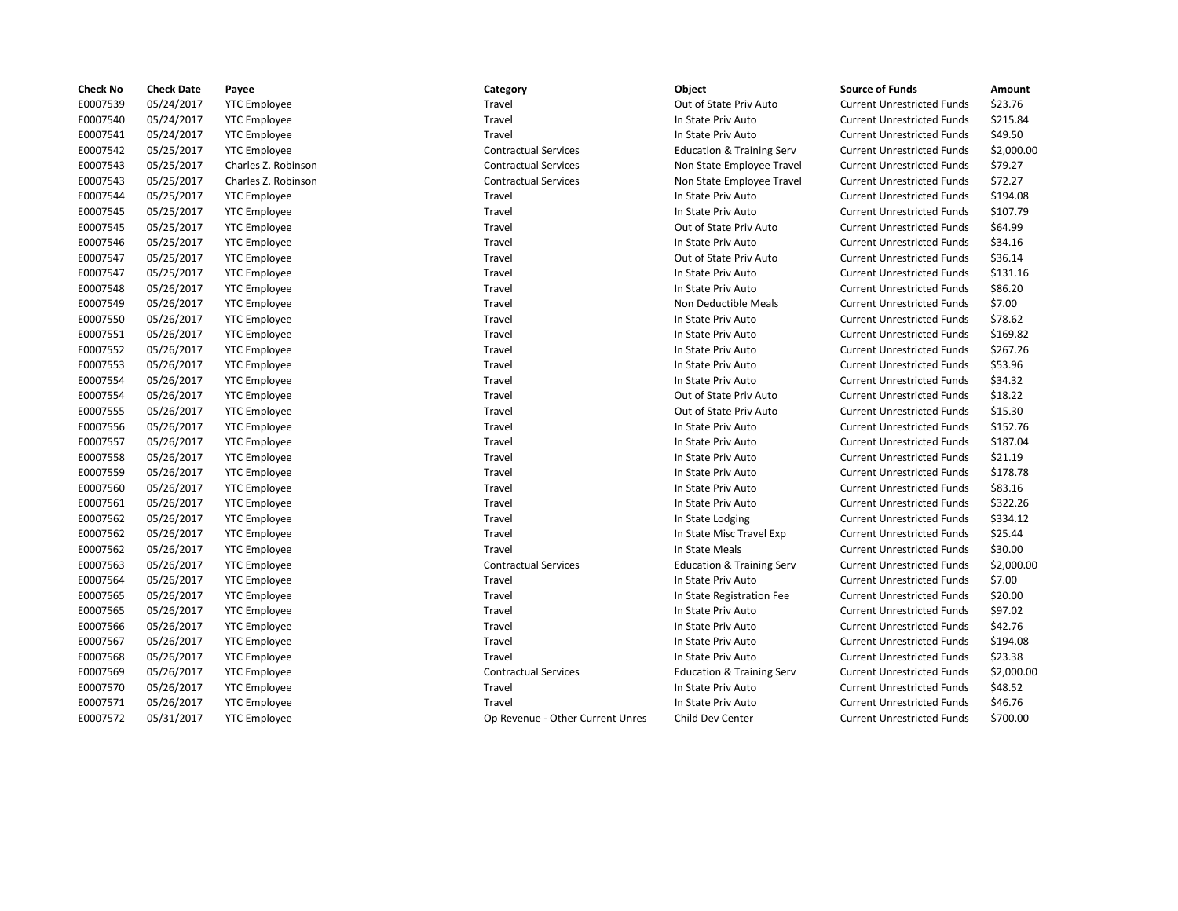| Check No | Check Date | Payee | Category | Object | Source of Funds | Amount |
| --- | --- | --- | --- | --- | --- | --- |
| E0007539 | 05/24/2017 | YTC Employee | Travel | Out of State Priv Auto | Current Unrestricted Funds | $23.76 |
| E0007540 | 05/24/2017 | YTC Employee | Travel | In State Priv Auto | Current Unrestricted Funds | $215.84 |
| E0007541 | 05/24/2017 | YTC Employee | Travel | In State Priv Auto | Current Unrestricted Funds | $49.50 |
| E0007542 | 05/25/2017 | YTC Employee | Contractual Services | Education & Training Serv | Current Unrestricted Funds | $2,000.00 |
| E0007543 | 05/25/2017 | Charles Z. Robinson | Contractual Services | Non State Employee Travel | Current Unrestricted Funds | $79.27 |
| E0007543 | 05/25/2017 | Charles Z. Robinson | Contractual Services | Non State Employee Travel | Current Unrestricted Funds | $72.27 |
| E0007544 | 05/25/2017 | YTC Employee | Travel | In State Priv Auto | Current Unrestricted Funds | $194.08 |
| E0007545 | 05/25/2017 | YTC Employee | Travel | In State Priv Auto | Current Unrestricted Funds | $107.79 |
| E0007545 | 05/25/2017 | YTC Employee | Travel | Out of State Priv Auto | Current Unrestricted Funds | $64.99 |
| E0007546 | 05/25/2017 | YTC Employee | Travel | In State Priv Auto | Current Unrestricted Funds | $34.16 |
| E0007547 | 05/25/2017 | YTC Employee | Travel | Out of State Priv Auto | Current Unrestricted Funds | $36.14 |
| E0007547 | 05/25/2017 | YTC Employee | Travel | In State Priv Auto | Current Unrestricted Funds | $131.16 |
| E0007548 | 05/26/2017 | YTC Employee | Travel | In State Priv Auto | Current Unrestricted Funds | $86.20 |
| E0007549 | 05/26/2017 | YTC Employee | Travel | Non Deductible Meals | Current Unrestricted Funds | $7.00 |
| E0007550 | 05/26/2017 | YTC Employee | Travel | In State Priv Auto | Current Unrestricted Funds | $78.62 |
| E0007551 | 05/26/2017 | YTC Employee | Travel | In State Priv Auto | Current Unrestricted Funds | $169.82 |
| E0007552 | 05/26/2017 | YTC Employee | Travel | In State Priv Auto | Current Unrestricted Funds | $267.26 |
| E0007553 | 05/26/2017 | YTC Employee | Travel | In State Priv Auto | Current Unrestricted Funds | $53.96 |
| E0007554 | 05/26/2017 | YTC Employee | Travel | In State Priv Auto | Current Unrestricted Funds | $34.32 |
| E0007554 | 05/26/2017 | YTC Employee | Travel | Out of State Priv Auto | Current Unrestricted Funds | $18.22 |
| E0007555 | 05/26/2017 | YTC Employee | Travel | Out of State Priv Auto | Current Unrestricted Funds | $15.30 |
| E0007556 | 05/26/2017 | YTC Employee | Travel | In State Priv Auto | Current Unrestricted Funds | $152.76 |
| E0007557 | 05/26/2017 | YTC Employee | Travel | In State Priv Auto | Current Unrestricted Funds | $187.04 |
| E0007558 | 05/26/2017 | YTC Employee | Travel | In State Priv Auto | Current Unrestricted Funds | $21.19 |
| E0007559 | 05/26/2017 | YTC Employee | Travel | In State Priv Auto | Current Unrestricted Funds | $178.78 |
| E0007560 | 05/26/2017 | YTC Employee | Travel | In State Priv Auto | Current Unrestricted Funds | $83.16 |
| E0007561 | 05/26/2017 | YTC Employee | Travel | In State Priv Auto | Current Unrestricted Funds | $322.26 |
| E0007562 | 05/26/2017 | YTC Employee | Travel | In State Lodging | Current Unrestricted Funds | $334.12 |
| E0007562 | 05/26/2017 | YTC Employee | Travel | In State Misc Travel Exp | Current Unrestricted Funds | $25.44 |
| E0007562 | 05/26/2017 | YTC Employee | Travel | In State Meals | Current Unrestricted Funds | $30.00 |
| E0007563 | 05/26/2017 | YTC Employee | Contractual Services | Education & Training Serv | Current Unrestricted Funds | $2,000.00 |
| E0007564 | 05/26/2017 | YTC Employee | Travel | In State Priv Auto | Current Unrestricted Funds | $7.00 |
| E0007565 | 05/26/2017 | YTC Employee | Travel | In State Registration Fee | Current Unrestricted Funds | $20.00 |
| E0007565 | 05/26/2017 | YTC Employee | Travel | In State Priv Auto | Current Unrestricted Funds | $97.02 |
| E0007566 | 05/26/2017 | YTC Employee | Travel | In State Priv Auto | Current Unrestricted Funds | $42.76 |
| E0007567 | 05/26/2017 | YTC Employee | Travel | In State Priv Auto | Current Unrestricted Funds | $194.08 |
| E0007568 | 05/26/2017 | YTC Employee | Travel | In State Priv Auto | Current Unrestricted Funds | $23.38 |
| E0007569 | 05/26/2017 | YTC Employee | Contractual Services | Education & Training Serv | Current Unrestricted Funds | $2,000.00 |
| E0007570 | 05/26/2017 | YTC Employee | Travel | In State Priv Auto | Current Unrestricted Funds | $48.52 |
| E0007571 | 05/26/2017 | YTC Employee | Travel | In State Priv Auto | Current Unrestricted Funds | $46.76 |
| E0007572 | 05/31/2017 | YTC Employee | Op Revenue - Other Current Unres | Child Dev Center | Current Unrestricted Funds | $700.00 |